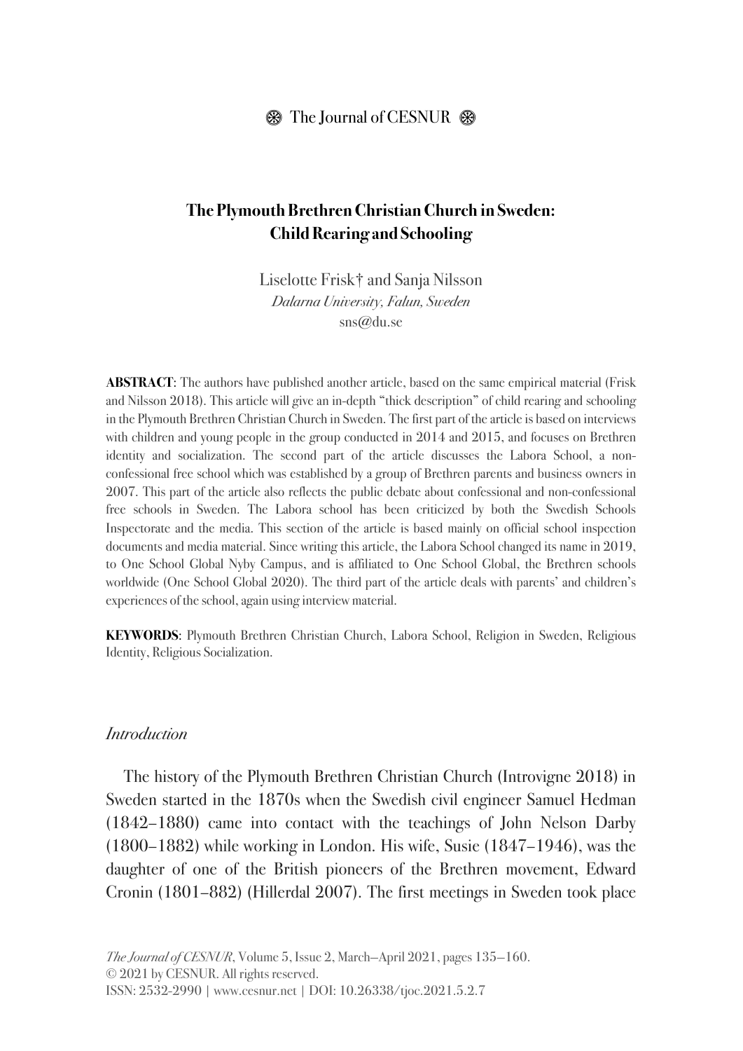# The Plymouth Brethren Christian Church in Sweden: Child Rearing and Schooling

Liselotte Frisk† and Sanja Nilsson
*Dalarna University, Falun, Sweden*
sns@du.se

**ABSTRACT**: The authors have published another article, based on the same empirical material (Frisk and Nilsson 2018). This article will give an in-depth "thick description" of child rearing and schooling in the Plymouth Brethren Christian Church in Sweden. The first part of the article is based on interviews with children and young people in the group conducted in 2014 and 2015, and focuses on Brethren identity and socialization. The second part of the article discusses the Labora School, a non-confessional free school which was established by a group of Brethren parents and business owners in 2007. This part of the article also reflects the public debate about confessional and non-confessional free schools in Sweden. The Labora school has been criticized by both the Swedish Schools Inspectorate and the media. This section of the article is based mainly on official school inspection documents and media material. Since writing this article, the Labora School changed its name in 2019, to One School Global Nyby Campus, and is affiliated to One School Global, the Brethren schools worldwide (One School Global 2020). The third part of the article deals with parents' and children's experiences of the school, again using interview material.

**KEYWORDS**: Plymouth Brethren Christian Church, Labora School, Religion in Sweden, Religious Identity, Religious Socialization.

## *Introduction*

The history of the Plymouth Brethren Christian Church (Introvigne 2018) in Sweden started in the 1870s when the Swedish civil engineer Samuel Hedman (1842–1880) came into contact with the teachings of John Nelson Darby (1800–1882) while working in London. His wife, Susie (1847–1946), was the daughter of one of the British pioneers of the Brethren movement, Edward Cronin (1801–882) (Hillerdal 2007). The first meetings in Sweden took place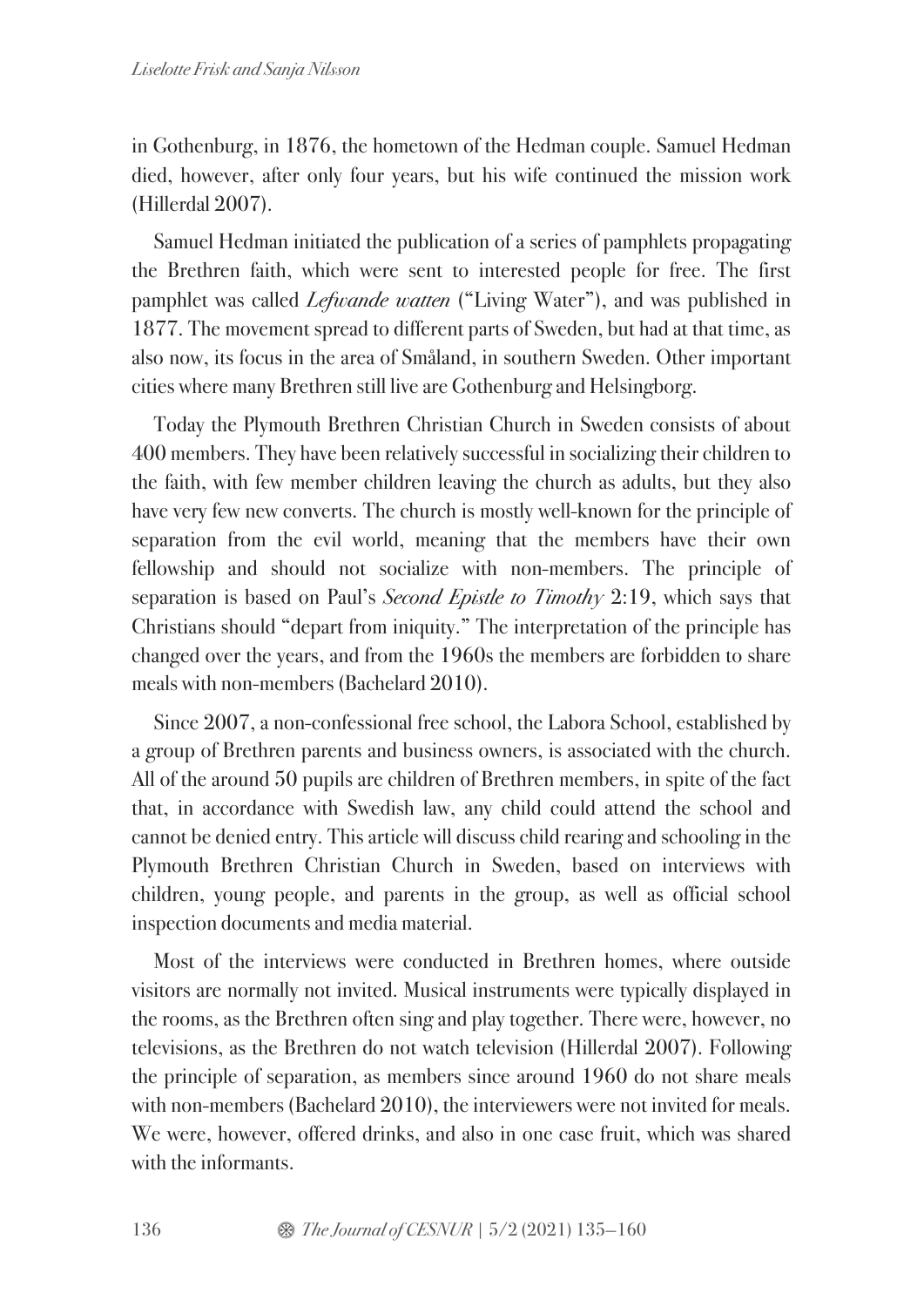in Gothenburg, in 1876, the hometown of the Hedman couple. Samuel Hedman died, however, after only four years, but his wife continued the mission work (Hillerdal 2007).

Samuel Hedman initiated the publication of a series of pamphlets propagating the Brethren faith, which were sent to interested people for free. The first pamphlet was called *Lefwande watten* ("Living Water"), and was published in 1877. The movement spread to different parts of Sweden, but had at that time, as also now, its focus in the area of Småland, in southern Sweden. Other important cities where many Brethren still live are Gothenburg and Helsingborg.

Today the Plymouth Brethren Christian Church in Sweden consists of about 400 members. They have been relatively successful in socializing their children to the faith, with few member children leaving the church as adults, but they also have very few new converts. The church is mostly well-known for the principle of separation from the evil world, meaning that the members have their own fellowship and should not socialize with non-members. The principle of separation is based on Paul's *Second Epistle to Timothy* 2:19, which says that Christians should "depart from iniquity." The interpretation of the principle has changed over the years, and from the 1960s the members are forbidden to share meals with non-members (Bachelard 2010).

Since 2007, a non-confessional free school, the Labora School, established by a group of Brethren parents and business owners, is associated with the church. All of the around 50 pupils are children of Brethren members, in spite of the fact that, in accordance with Swedish law, any child could attend the school and cannot be denied entry. This article will discuss child rearing and schooling in the Plymouth Brethren Christian Church in Sweden, based on interviews with children, young people, and parents in the group, as well as official school inspection documents and media material.

Most of the interviews were conducted in Brethren homes, where outside visitors are normally not invited. Musical instruments were typically displayed in the rooms, as the Brethren often sing and play together. There were, however, no televisions, as the Brethren do not watch television (Hillerdal 2007). Following the principle of separation, as members since around 1960 do not share meals with non-members (Bachelard 2010), the interviewers were not invited for meals. We were, however, offered drinks, and also in one case fruit, which was shared with the informants.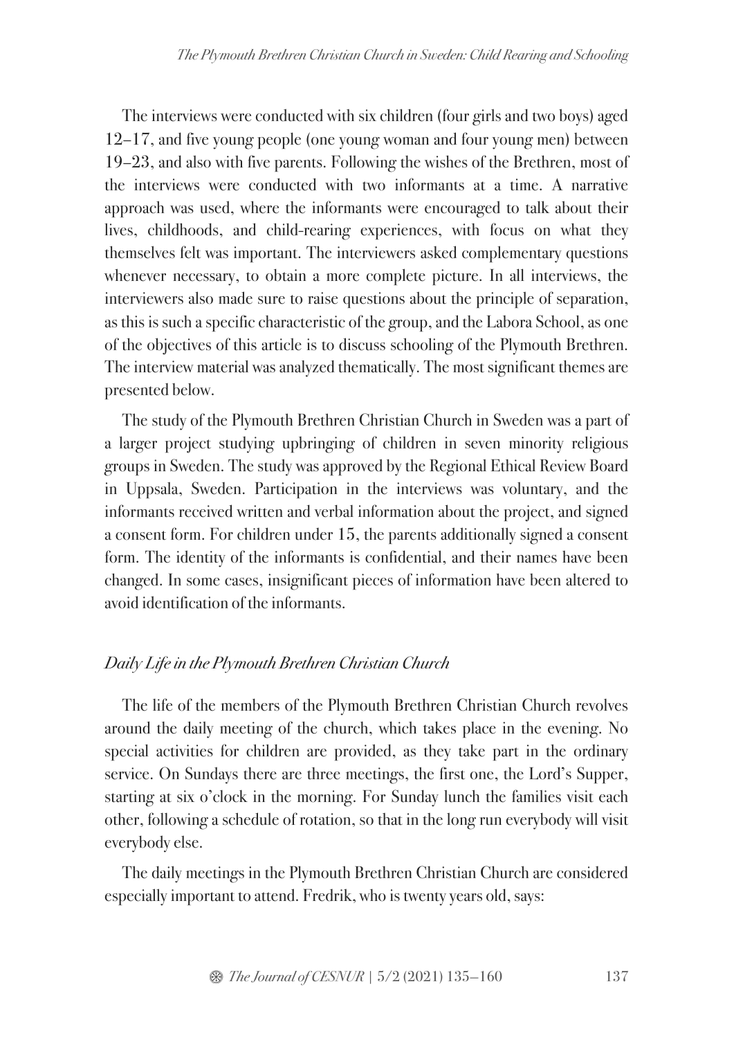The interviews were conducted with six children (four girls and two boys) aged 12–17, and five young people (one young woman and four young men) between 19–23, and also with five parents. Following the wishes of the Brethren, most of the interviews were conducted with two informants at a time. A narrative approach was used, where the informants were encouraged to talk about their lives, childhoods, and child-rearing experiences, with focus on what they themselves felt was important. The interviewers asked complementary questions whenever necessary, to obtain a more complete picture. In all interviews, the interviewers also made sure to raise questions about the principle of separation, as this is such a specific characteristic of the group, and the Labora School, as one of the objectives of this article is to discuss schooling of the Plymouth Brethren. The interview material was analyzed thematically. The most significant themes are presented below.

The study of the Plymouth Brethren Christian Church in Sweden was a part of a larger project studying upbringing of children in seven minority religious groups in Sweden. The study was approved by the Regional Ethical Review Board in Uppsala, Sweden. Participation in the interviews was voluntary, and the informants received written and verbal information about the project, and signed a consent form. For children under 15, the parents additionally signed a consent form. The identity of the informants is confidential, and their names have been changed. In some cases, insignificant pieces of information have been altered to avoid identification of the informants.

## *Daily Life in the Plymouth Brethren Christian Church*

The life of the members of the Plymouth Brethren Christian Church revolves around the daily meeting of the church, which takes place in the evening. No special activities for children are provided, as they take part in the ordinary service. On Sundays there are three meetings, the first one, the Lord's Supper, starting at six o'clock in the morning. For Sunday lunch the families visit each other, following a schedule of rotation, so that in the long run everybody will visit everybody else.

The daily meetings in the Plymouth Brethren Christian Church are considered especially important to attend. Fredrik, who is twenty years old, says: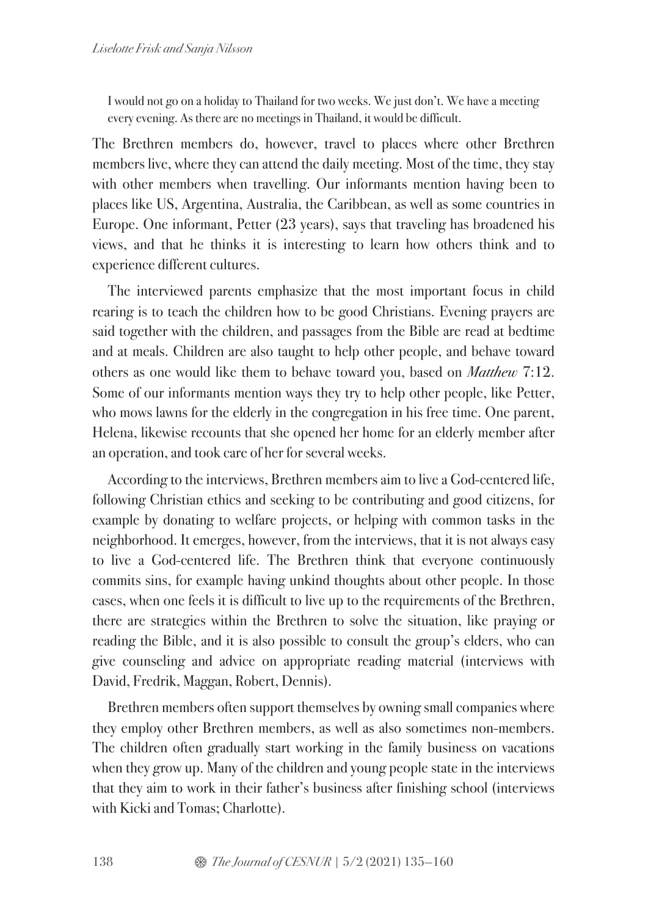> I would not go on a holiday to Thailand for two weeks. We just don't. We have a meeting every evening. As there are no meetings in Thailand, it would be difficult.

The Brethren members do, however, travel to places where other Brethren members live, where they can attend the daily meeting. Most of the time, they stay with other members when travelling. Our informants mention having been to places like US, Argentina, Australia, the Caribbean, as well as some countries in Europe. One informant, Petter (23 years), says that traveling has broadened his views, and that he thinks it is interesting to learn how others think and to experience different cultures.

The interviewed parents emphasize that the most important focus in child rearing is to teach the children how to be good Christians. Evening prayers are said together with the children, and passages from the Bible are read at bedtime and at meals. Children are also taught to help other people, and behave toward others as one would like them to behave toward you, based on *Matthew* 7:12. Some of our informants mention ways they try to help other people, like Petter, who mows lawns for the elderly in the congregation in his free time. One parent, Helena, likewise recounts that she opened her home for an elderly member after an operation, and took care of her for several weeks.

According to the interviews, Brethren members aim to live a God-centered life, following Christian ethics and seeking to be contributing and good citizens, for example by donating to welfare projects, or helping with common tasks in the neighborhood. It emerges, however, from the interviews, that it is not always easy to live a God-centered life. The Brethren think that everyone continuously commits sins, for example having unkind thoughts about other people. In those cases, when one feels it is difficult to live up to the requirements of the Brethren, there are strategies within the Brethren to solve the situation, like praying or reading the Bible, and it is also possible to consult the group's elders, who can give counseling and advice on appropriate reading material (interviews with David, Fredrik, Maggan, Robert, Dennis).

Brethren members often support themselves by owning small companies where they employ other Brethren members, as well as also sometimes non-members. The children often gradually start working in the family business on vacations when they grow up. Many of the children and young people state in the interviews that they aim to work in their father's business after finishing school (interviews with Kicki and Tomas; Charlotte).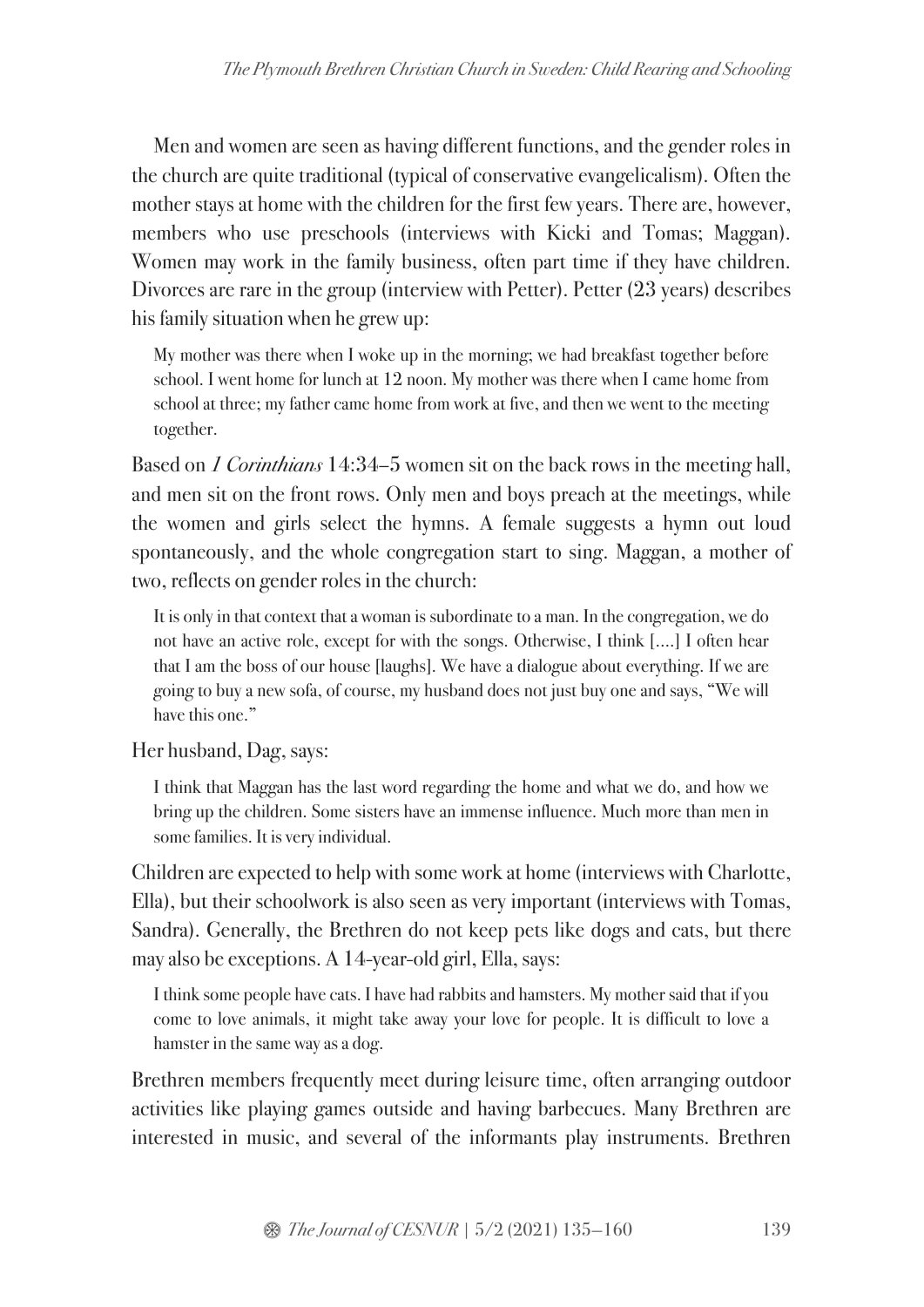Men and women are seen as having different functions, and the gender roles in the church are quite traditional (typical of conservative evangelicalism). Often the mother stays at home with the children for the first few years. There are, however, members who use preschools (interviews with Kicki and Tomas; Maggan). Women may work in the family business, often part time if they have children. Divorces are rare in the group (interview with Petter). Petter (23 years) describes his family situation when he grew up:

> My mother was there when I woke up in the morning; we had breakfast together before school. I went home for lunch at 12 noon. My mother was there when I came home from school at three; my father came home from work at five, and then we went to the meeting together.

Based on *1 Corinthians* 14:34–5 women sit on the back rows in the meeting hall, and men sit on the front rows. Only men and boys preach at the meetings, while the women and girls select the hymns. A female suggests a hymn out loud spontaneously, and the whole congregation start to sing. Maggan, a mother of two, reflects on gender roles in the church:

> It is only in that context that a woman is subordinate to a man. In the congregation, we do not have an active role, except for with the songs. Otherwise, I think [....] I often hear that I am the boss of our house [laughs]. We have a dialogue about everything. If we are going to buy a new sofa, of course, my husband does not just buy one and says, "We will have this one."

Her husband, Dag, says:

> I think that Maggan has the last word regarding the home and what we do, and how we bring up the children. Some sisters have an immense influence. Much more than men in some families. It is very individual.

Children are expected to help with some work at home (interviews with Charlotte, Ella), but their schoolwork is also seen as very important (interviews with Tomas, Sandra). Generally, the Brethren do not keep pets like dogs and cats, but there may also be exceptions. A 14-year-old girl, Ella, says:

> I think some people have cats. I have had rabbits and hamsters. My mother said that if you come to love animals, it might take away your love for people. It is difficult to love a hamster in the same way as a dog.

Brethren members frequently meet during leisure time, often arranging outdoor activities like playing games outside and having barbecues. Many Brethren are interested in music, and several of the informants play instruments. Brethren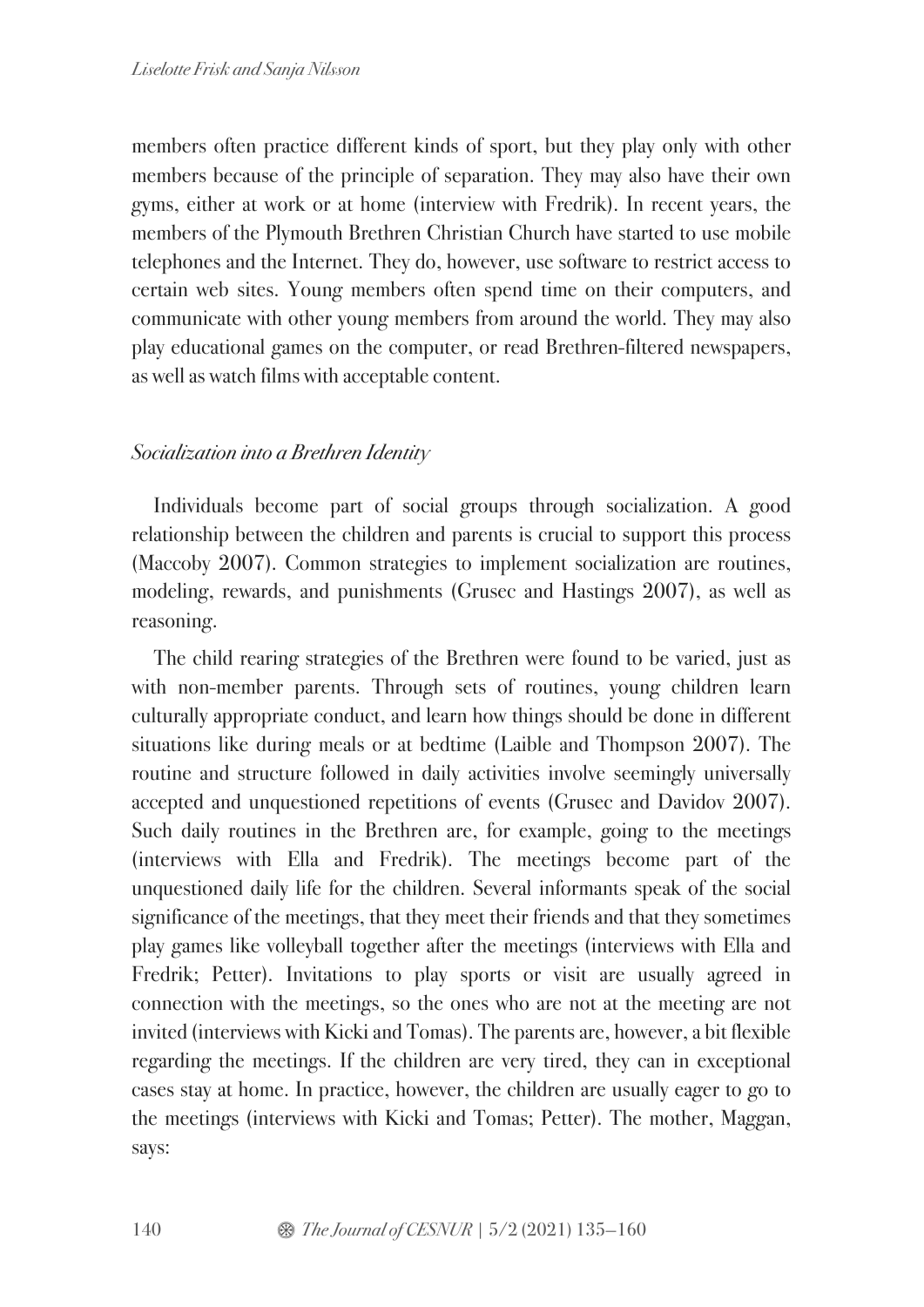members often practice different kinds of sport, but they play only with other members because of the principle of separation. They may also have their own gyms, either at work or at home (interview with Fredrik). In recent years, the members of the Plymouth Brethren Christian Church have started to use mobile telephones and the Internet. They do, however, use software to restrict access to certain web sites. Young members often spend time on their computers, and communicate with other young members from around the world. They may also play educational games on the computer, or read Brethren-filtered newspapers, as well as watch films with acceptable content.

### *Socialization into a Brethren Identity*

Individuals become part of social groups through socialization. A good relationship between the children and parents is crucial to support this process (Maccoby 2007). Common strategies to implement socialization are routines, modeling, rewards, and punishments (Grusec and Hastings 2007), as well as reasoning.

The child rearing strategies of the Brethren were found to be varied, just as with non-member parents. Through sets of routines, young children learn culturally appropriate conduct, and learn how things should be done in different situations like during meals or at bedtime (Laible and Thompson 2007). The routine and structure followed in daily activities involve seemingly universally accepted and unquestioned repetitions of events (Grusec and Davidov 2007). Such daily routines in the Brethren are, for example, going to the meetings (interviews with Ella and Fredrik). The meetings become part of the unquestioned daily life for the children. Several informants speak of the social significance of the meetings, that they meet their friends and that they sometimes play games like volleyball together after the meetings (interviews with Ella and Fredrik; Petter). Invitations to play sports or visit are usually agreed in connection with the meetings, so the ones who are not at the meeting are not invited (interviews with Kicki and Tomas). The parents are, however, a bit flexible regarding the meetings. If the children are very tired, they can in exceptional cases stay at home. In practice, however, the children are usually eager to go to the meetings (interviews with Kicki and Tomas; Petter). The mother, Maggan, says: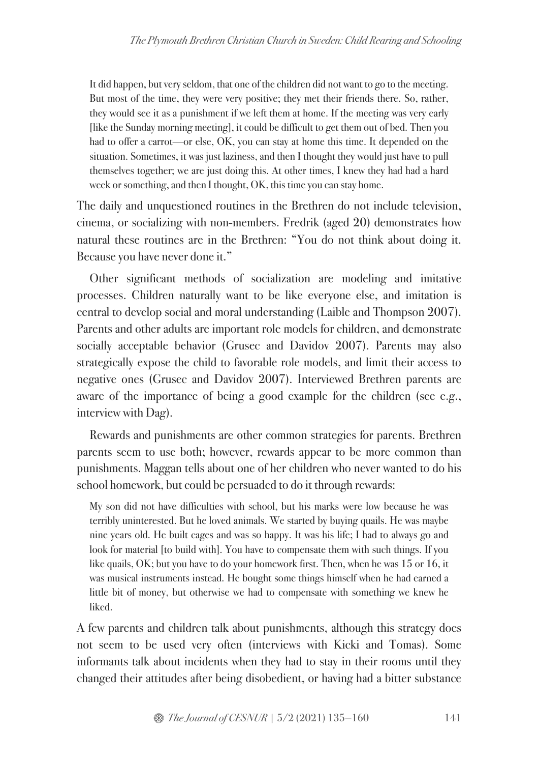> It did happen, but very seldom, that one of the children did not want to go to the meeting. But most of the time, they were very positive; they met their friends there. So, rather, they would see it as a punishment if we left them at home. If the meeting was very early [like the Sunday morning meeting], it could be difficult to get them out of bed. Then you had to offer a carrot—or else, OK, you can stay at home this time. It depended on the situation. Sometimes, it was just laziness, and then I thought they would just have to pull themselves together; we are just doing this. At other times, I knew they had had a hard week or something, and then I thought, OK, this time you can stay home.

The daily and unquestioned routines in the Brethren do not include television, cinema, or socializing with non-members. Fredrik (aged 20) demonstrates how natural these routines are in the Brethren: "You do not think about doing it. Because you have never done it."

Other significant methods of socialization are modeling and imitative processes. Children naturally want to be like everyone else, and imitation is central to develop social and moral understanding (Laible and Thompson 2007). Parents and other adults are important role models for children, and demonstrate socially acceptable behavior (Grusec and Davidov 2007). Parents may also strategically expose the child to favorable role models, and limit their access to negative ones (Grusec and Davidov 2007). Interviewed Brethren parents are aware of the importance of being a good example for the children (see e.g., interview with Dag).

Rewards and punishments are other common strategies for parents. Brethren parents seem to use both; however, rewards appear to be more common than punishments. Maggan tells about one of her children who never wanted to do his school homework, but could be persuaded to do it through rewards:

> My son did not have difficulties with school, but his marks were low because he was terribly uninterested. But he loved animals. We started by buying quails. He was maybe nine years old. He built cages and was so happy. It was his life; I had to always go and look for material [to build with]. You have to compensate them with such things. If you like quails, OK; but you have to do your homework first. Then, when he was 15 or 16, it was musical instruments instead. He bought some things himself when he had earned a little bit of money, but otherwise we had to compensate with something we knew he liked.

A few parents and children talk about punishments, although this strategy does not seem to be used very often (interviews with Kicki and Tomas). Some informants talk about incidents when they had to stay in their rooms until they changed their attitudes after being disobedient, or having had a bitter substance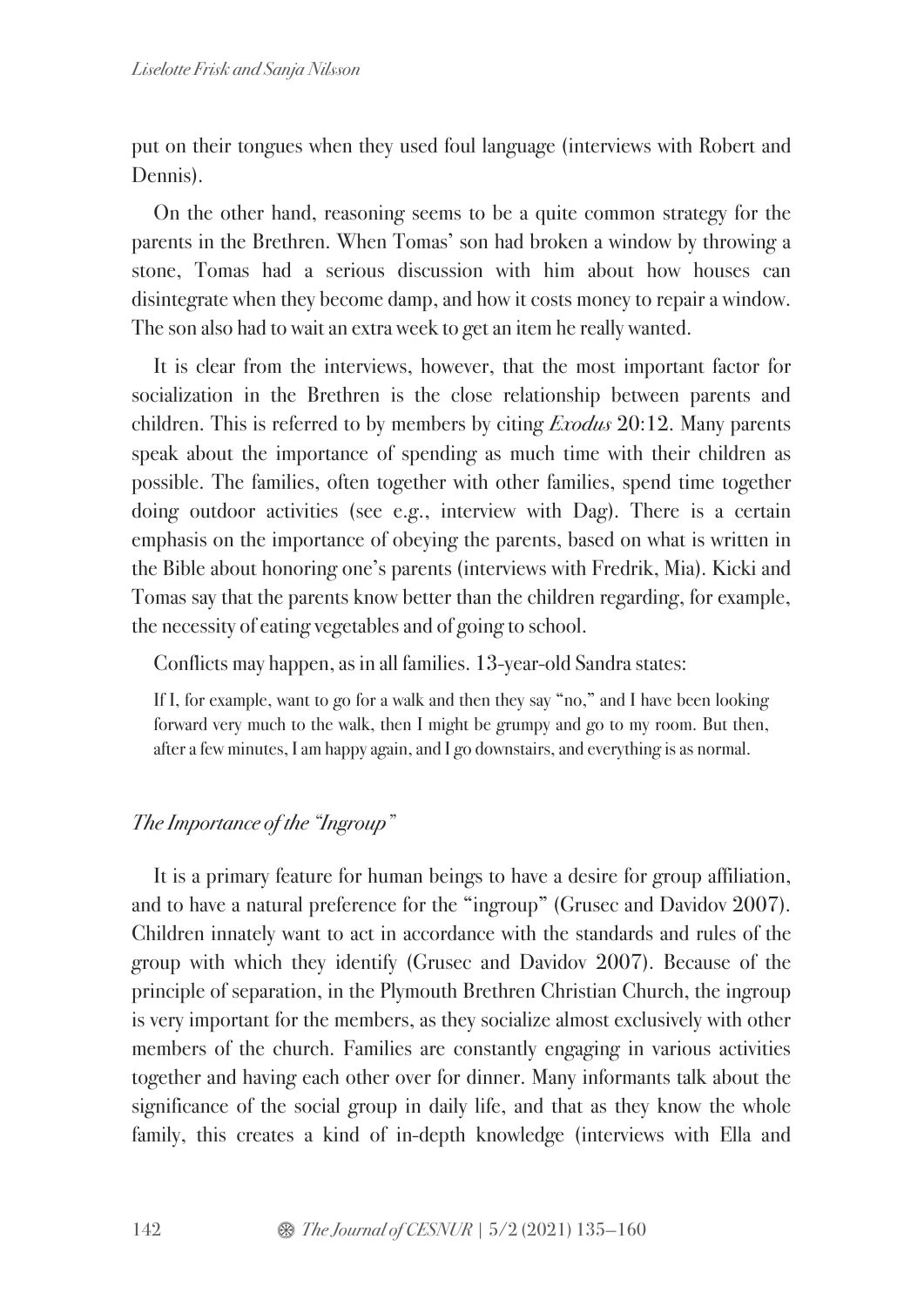put on their tongues when they used foul language (interviews with Robert and Dennis).

On the other hand, reasoning seems to be a quite common strategy for the parents in the Brethren. When Tomas' son had broken a window by throwing a stone, Tomas had a serious discussion with him about how houses can disintegrate when they become damp, and how it costs money to repair a window. The son also had to wait an extra week to get an item he really wanted.

It is clear from the interviews, however, that the most important factor for socialization in the Brethren is the close relationship between parents and children. This is referred to by members by citing *Exodus* 20:12. Many parents speak about the importance of spending as much time with their children as possible. The families, often together with other families, spend time together doing outdoor activities (see e.g., interview with Dag). There is a certain emphasis on the importance of obeying the parents, based on what is written in the Bible about honoring one's parents (interviews with Fredrik, Mia). Kicki and Tomas say that the parents know better than the children regarding, for example, the necessity of eating vegetables and of going to school.

Conflicts may happen, as in all families. 13-year-old Sandra states:

> If I, for example, want to go for a walk and then they say "no," and I have been looking forward very much to the walk, then I might be grumpy and go to my room. But then, after a few minutes, I am happy again, and I go downstairs, and everything is as normal.

### *The Importance of the "Ingroup"*

It is a primary feature for human beings to have a desire for group affiliation, and to have a natural preference for the "ingroup" (Grusec and Davidov 2007). Children innately want to act in accordance with the standards and rules of the group with which they identify (Grusec and Davidov 2007). Because of the principle of separation, in the Plymouth Brethren Christian Church, the ingroup is very important for the members, as they socialize almost exclusively with other members of the church. Families are constantly engaging in various activities together and having each other over for dinner. Many informants talk about the significance of the social group in daily life, and that as they know the whole family, this creates a kind of in-depth knowledge (interviews with Ella and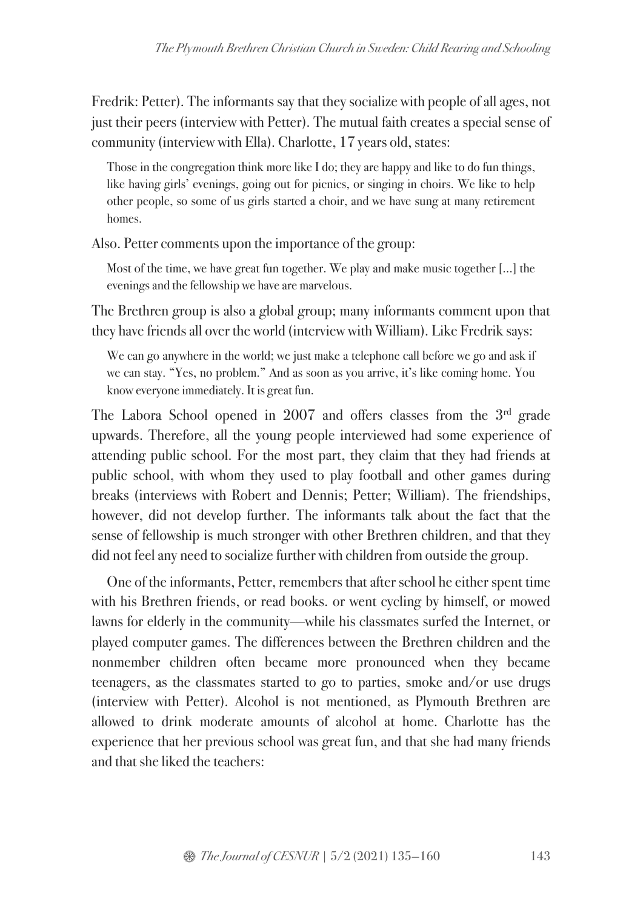Fredrik: Petter). The informants say that they socialize with people of all ages, not just their peers (interview with Petter). The mutual faith creates a special sense of community (interview with Ella). Charlotte, 17 years old, states:

> Those in the congregation think more like I do; they are happy and like to do fun things, like having girls' evenings, going out for picnics, or singing in choirs. We like to help other people, so some of us girls started a choir, and we have sung at many retirement homes.

Also. Petter comments upon the importance of the group:

> Most of the time, we have great fun together. We play and make music together [...] the evenings and the fellowship we have are marvelous.

The Brethren group is also a global group; many informants comment upon that they have friends all over the world (interview with William). Like Fredrik says:

> We can go anywhere in the world; we just make a telephone call before we go and ask if we can stay. "Yes, no problem." And as soon as you arrive, it's like coming home. You know everyone immediately. It is great fun.

The Labora School opened in 2007 and offers classes from the 3rd grade upwards. Therefore, all the young people interviewed had some experience of attending public school. For the most part, they claim that they had friends at public school, with whom they used to play football and other games during breaks (interviews with Robert and Dennis; Petter; William). The friendships, however, did not develop further. The informants talk about the fact that the sense of fellowship is much stronger with other Brethren children, and that they did not feel any need to socialize further with children from outside the group.

One of the informants, Petter, remembers that after school he either spent time with his Brethren friends, or read books. or went cycling by himself, or mowed lawns for elderly in the community—while his classmates surfed the Internet, or played computer games. The differences between the Brethren children and the nonmember children often became more pronounced when they became teenagers, as the classmates started to go to parties, smoke and/or use drugs (interview with Petter). Alcohol is not mentioned, as Plymouth Brethren are allowed to drink moderate amounts of alcohol at home. Charlotte has the experience that her previous school was great fun, and that she had many friends and that she liked the teachers: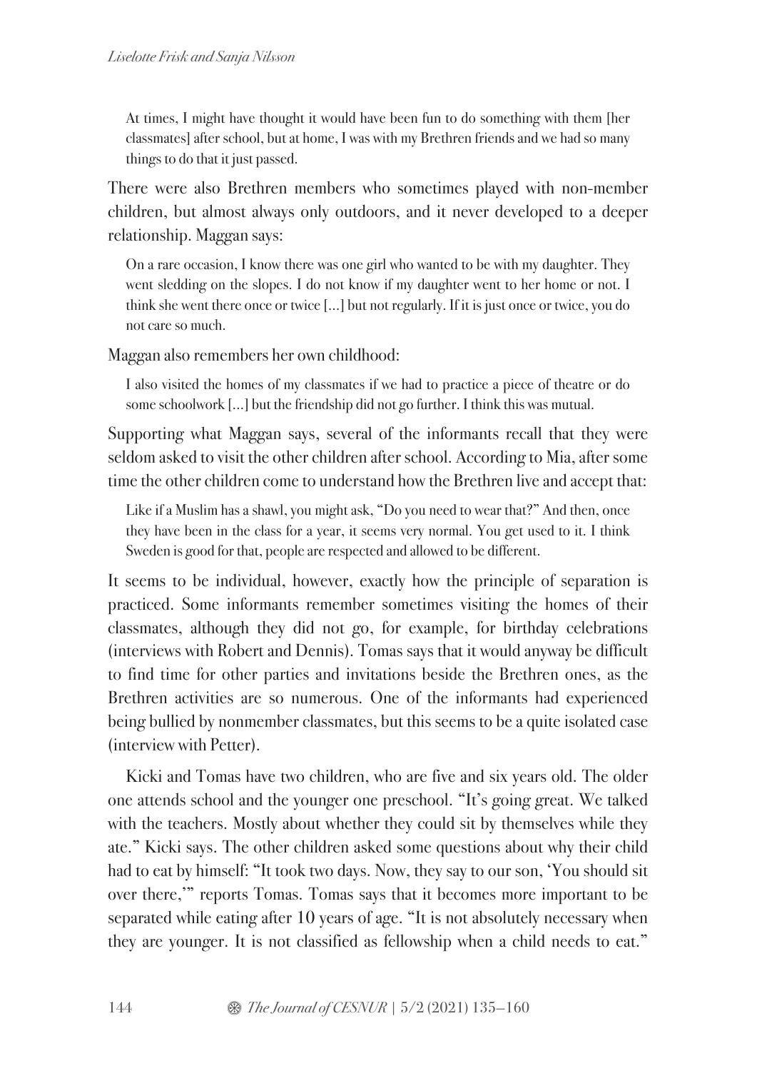> At times, I might have thought it would have been fun to do something with them [her classmates] after school, but at home, I was with my Brethren friends and we had so many things to do that it just passed.

There were also Brethren members who sometimes played with non-member children, but almost always only outdoors, and it never developed to a deeper relationship. Maggan says:

> On a rare occasion, I know there was one girl who wanted to be with my daughter. They went sledding on the slopes. I do not know if my daughter went to her home or not. I think she went there once or twice [...] but not regularly. If it is just once or twice, you do not care so much.

Maggan also remembers her own childhood:

> I also visited the homes of my classmates if we had to practice a piece of theatre or do some schoolwork [...] but the friendship did not go further. I think this was mutual.

Supporting what Maggan says, several of the informants recall that they were seldom asked to visit the other children after school. According to Mia, after some time the other children come to understand how the Brethren live and accept that:

> Like if a Muslim has a shawl, you might ask, "Do you need to wear that?" And then, once they have been in the class for a year, it seems very normal. You get used to it. I think Sweden is good for that, people are respected and allowed to be different.

It seems to be individual, however, exactly how the principle of separation is practiced. Some informants remember sometimes visiting the homes of their classmates, although they did not go, for example, for birthday celebrations (interviews with Robert and Dennis). Tomas says that it would anyway be difficult to find time for other parties and invitations beside the Brethren ones, as the Brethren activities are so numerous. One of the informants had experienced being bullied by nonmember classmates, but this seems to be a quite isolated case (interview with Petter).

Kicki and Tomas have two children, who are five and six years old. The older one attends school and the younger one preschool. "It's going great. We talked with the teachers. Mostly about whether they could sit by themselves while they ate." Kicki says. The other children asked some questions about why their child had to eat by himself: "It took two days. Now, they say to our son, 'You should sit over there,'" reports Tomas. Tomas says that it becomes more important to be separated while eating after 10 years of age. "It is not absolutely necessary when they are younger. It is not classified as fellowship when a child needs to eat."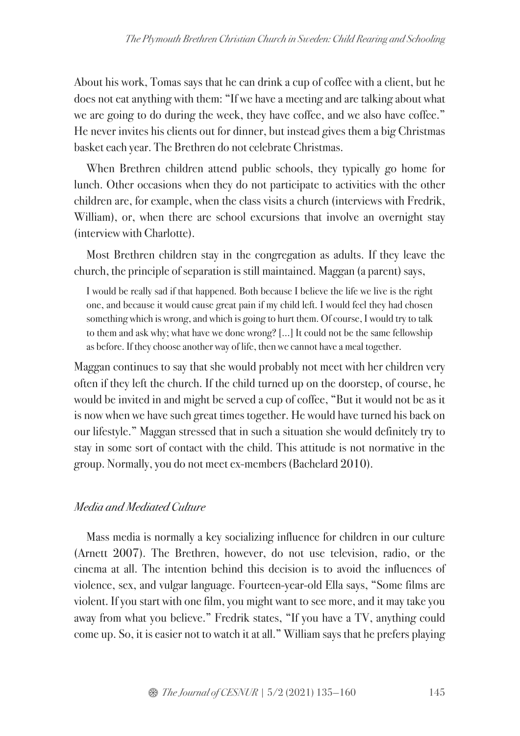About his work, Tomas says that he can drink a cup of coffee with a client, but he does not eat anything with them: "If we have a meeting and are talking about what we are going to do during the week, they have coffee, and we also have coffee." He never invites his clients out for dinner, but instead gives them a big Christmas basket each year. The Brethren do not celebrate Christmas.

When Brethren children attend public schools, they typically go home for lunch. Other occasions when they do not participate to activities with the other children are, for example, when the class visits a church (interviews with Fredrik, William), or, when there are school excursions that involve an overnight stay (interview with Charlotte).

Most Brethren children stay in the congregation as adults. If they leave the church, the principle of separation is still maintained. Maggan (a parent) says,

> I would be really sad if that happened. Both because I believe the life we live is the right one, and because it would cause great pain if my child left. I would feel they had chosen something which is wrong, and which is going to hurt them. Of course, I would try to talk to them and ask why; what have we done wrong? [...] It could not be the same fellowship as before. If they choose another way of life, then we cannot have a meal together.

Maggan continues to say that she would probably not meet with her children very often if they left the church. If the child turned up on the doorstep, of course, he would be invited in and might be served a cup of coffee, "But it would not be as it is now when we have such great times together. He would have turned his back on our lifestyle." Maggan stressed that in such a situation she would definitely try to stay in some sort of contact with the child. This attitude is not normative in the group. Normally, you do not meet ex-members (Bachelard 2010).

### *Media and Mediated Culture*

Mass media is normally a key socializing influence for children in our culture (Arnett 2007). The Brethren, however, do not use television, radio, or the cinema at all. The intention behind this decision is to avoid the influences of violence, sex, and vulgar language. Fourteen-year-old Ella says, "Some films are violent. If you start with one film, you might want to see more, and it may take you away from what you believe." Fredrik states, "If you have a TV, anything could come up. So, it is easier not to watch it at all." William says that he prefers playing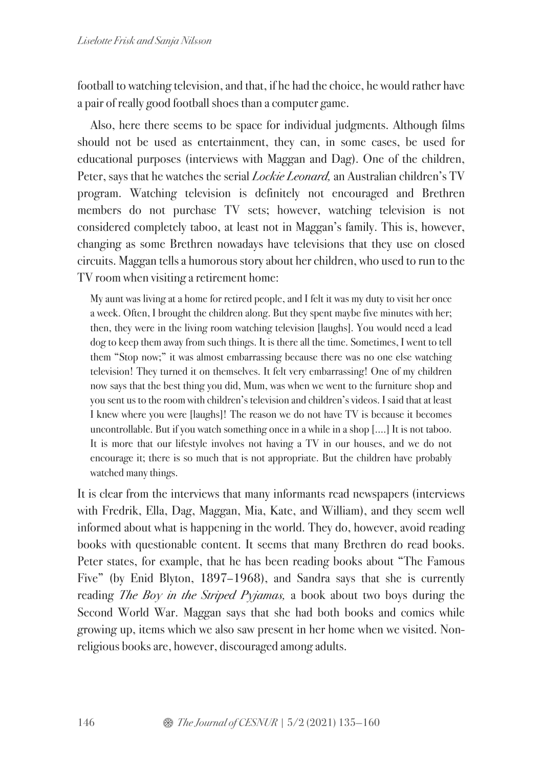football to watching television, and that, if he had the choice, he would rather have a pair of really good football shoes than a computer game.

Also, here there seems to be space for individual judgments. Although films should not be used as entertainment, they can, in some cases, be used for educational purposes (interviews with Maggan and Dag). One of the children, Peter, says that he watches the serial *Lockie Leonard,* an Australian children's TV program. Watching television is definitely not encouraged and Brethren members do not purchase TV sets; however, watching television is not considered completely taboo, at least not in Maggan's family. This is, however, changing as some Brethren nowadays have televisions that they use on closed circuits. Maggan tells a humorous story about her children, who used to run to the TV room when visiting a retirement home:

> My aunt was living at a home for retired people, and I felt it was my duty to visit her once a week. Often, I brought the children along. But they spent maybe five minutes with her; then, they were in the living room watching television [laughs]. You would need a lead dog to keep them away from such things. It is there all the time. Sometimes, I went to tell them "Stop now;" it was almost embarrassing because there was no one else watching television! They turned it on themselves. It felt very embarrassing! One of my children now says that the best thing you did, Mum, was when we went to the furniture shop and you sent us to the room with children's television and children's videos. I said that at least I knew where you were [laughs]! The reason we do not have TV is because it becomes uncontrollable. But if you watch something once in a while in a shop [....] It is not taboo. It is more that our lifestyle involves not having a TV in our houses, and we do not encourage it; there is so much that is not appropriate. But the children have probably watched many things.

It is clear from the interviews that many informants read newspapers (interviews with Fredrik, Ella, Dag, Maggan, Mia, Kate, and William), and they seem well informed about what is happening in the world. They do, however, avoid reading books with questionable content. It seems that many Brethren do read books. Peter states, for example, that he has been reading books about "The Famous Five" (by Enid Blyton, 1897–1968), and Sandra says that she is currently reading *The Boy in the Striped Pyjamas,* a book about two boys during the Second World War. Maggan says that she had both books and comics while growing up, items which we also saw present in her home when we visited. Non-religious books are, however, discouraged among adults.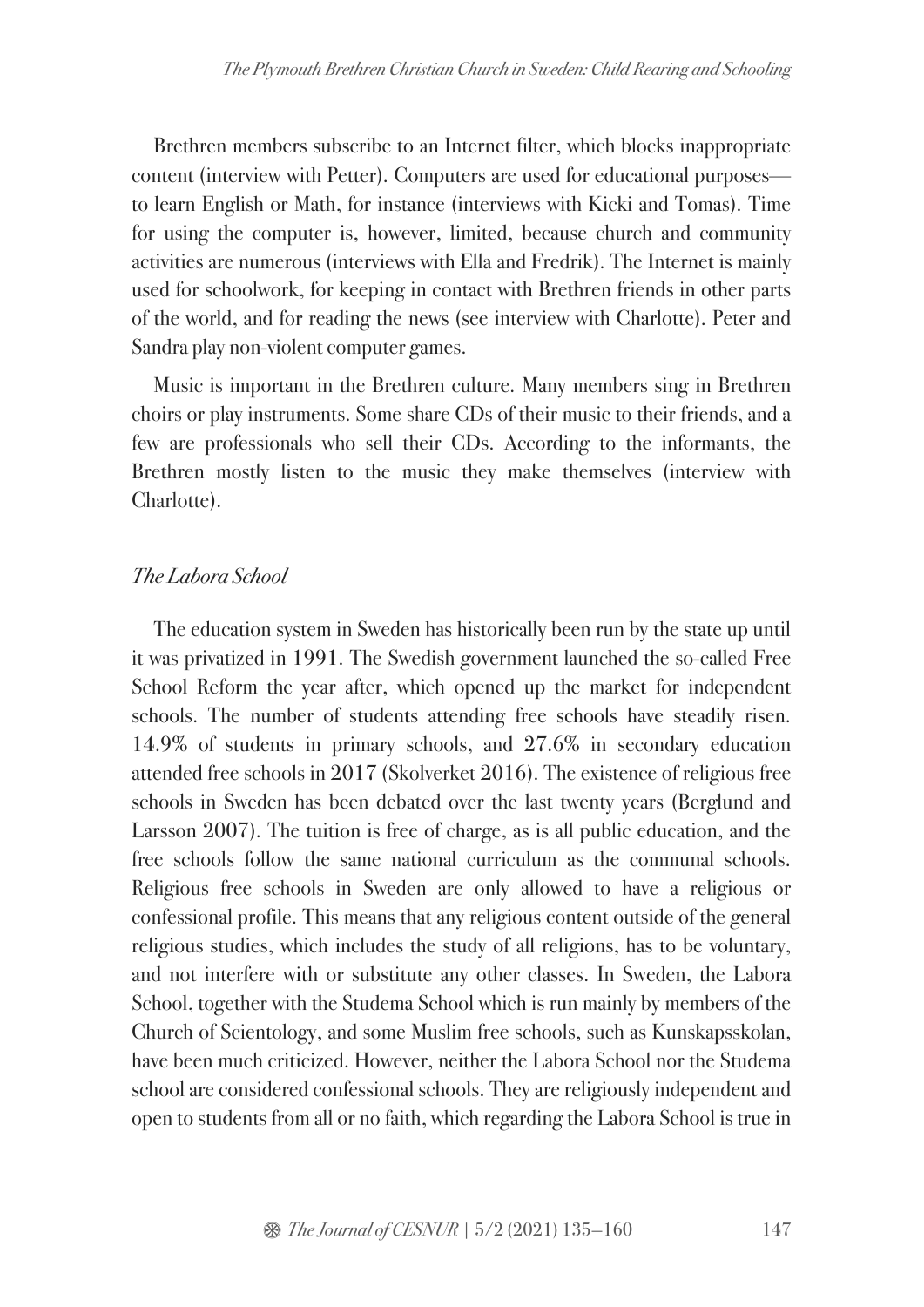Brethren members subscribe to an Internet filter, which blocks inappropriate content (interview with Petter). Computers are used for educational purposes—to learn English or Math, for instance (interviews with Kicki and Tomas). Time for using the computer is, however, limited, because church and community activities are numerous (interviews with Ella and Fredrik). The Internet is mainly used for schoolwork, for keeping in contact with Brethren friends in other parts of the world, and for reading the news (see interview with Charlotte). Peter and Sandra play non-violent computer games.

Music is important in the Brethren culture. Many members sing in Brethren choirs or play instruments. Some share CDs of their music to their friends, and a few are professionals who sell their CDs. According to the informants, the Brethren mostly listen to the music they make themselves (interview with Charlotte).

### *The Labora School*

The education system in Sweden has historically been run by the state up until it was privatized in 1991. The Swedish government launched the so-called Free School Reform the year after, which opened up the market for independent schools. The number of students attending free schools have steadily risen. 14.9% of students in primary schools, and 27.6% in secondary education attended free schools in 2017 (Skolverket 2016). The existence of religious free schools in Sweden has been debated over the last twenty years (Berglund and Larsson 2007). The tuition is free of charge, as is all public education, and the free schools follow the same national curriculum as the communal schools. Religious free schools in Sweden are only allowed to have a religious or confessional profile. This means that any religious content outside of the general religious studies, which includes the study of all religions, has to be voluntary, and not interfere with or substitute any other classes. In Sweden, the Labora School, together with the Studema School which is run mainly by members of the Church of Scientology, and some Muslim free schools, such as Kunskapsskolan, have been much criticized. However, neither the Labora School nor the Studema school are considered confessional schools. They are religiously independent and open to students from all or no faith, which regarding the Labora School is true in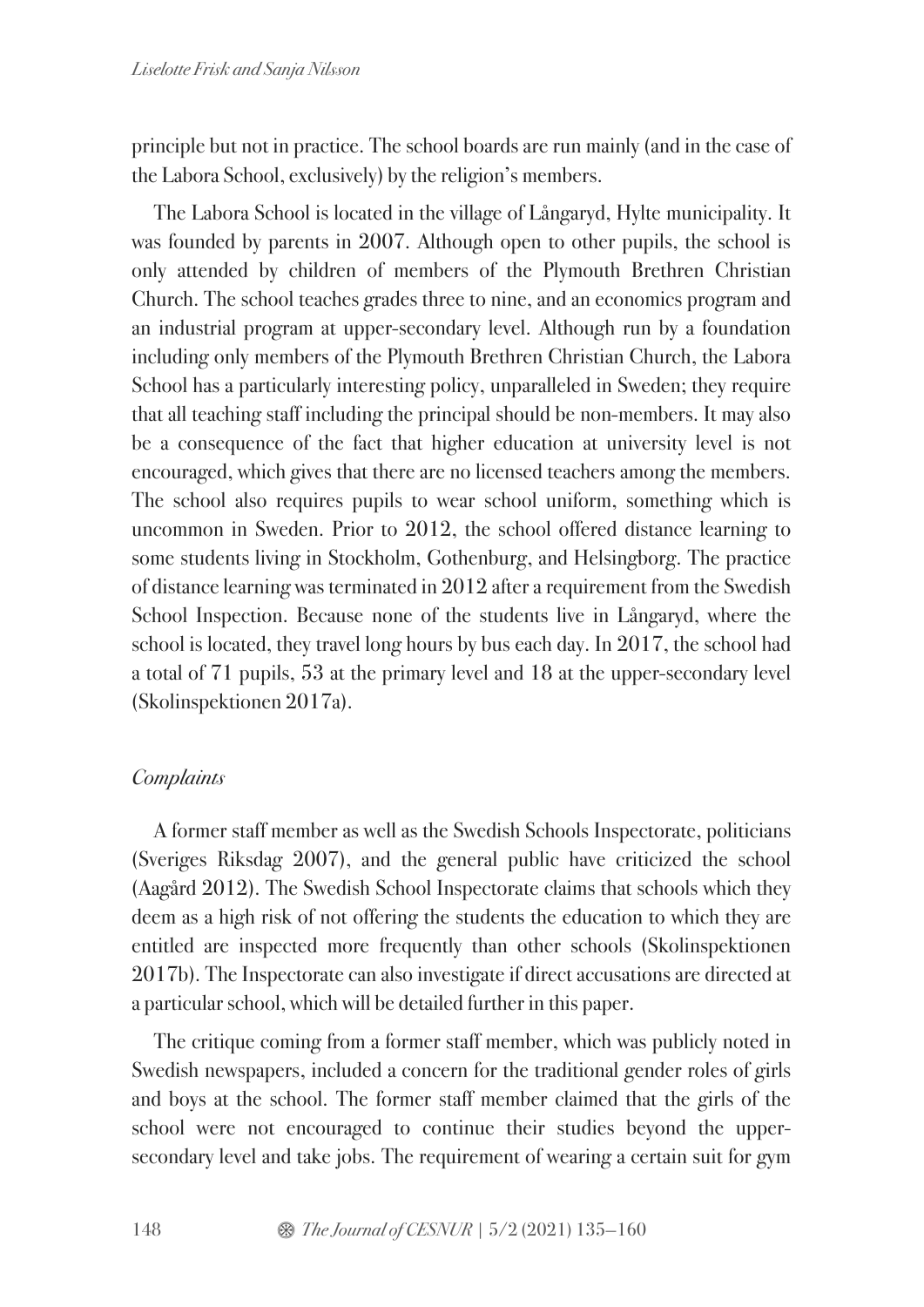principle but not in practice. The school boards are run mainly (and in the case of the Labora School, exclusively) by the religion's members.

The Labora School is located in the village of Långaryd, Hylte municipality. It was founded by parents in 2007. Although open to other pupils, the school is only attended by children of members of the Plymouth Brethren Christian Church. The school teaches grades three to nine, and an economics program and an industrial program at upper-secondary level. Although run by a foundation including only members of the Plymouth Brethren Christian Church, the Labora School has a particularly interesting policy, unparalleled in Sweden; they require that all teaching staff including the principal should be non-members. It may also be a consequence of the fact that higher education at university level is not encouraged, which gives that there are no licensed teachers among the members. The school also requires pupils to wear school uniform, something which is uncommon in Sweden. Prior to 2012, the school offered distance learning to some students living in Stockholm, Gothenburg, and Helsingborg. The practice of distance learning was terminated in 2012 after a requirement from the Swedish School Inspection. Because none of the students live in Långaryd, where the school is located, they travel long hours by bus each day. In 2017, the school had a total of 71 pupils, 53 at the primary level and 18 at the upper-secondary level (Skolinspektionen 2017a).

### *Complaints*

A former staff member as well as the Swedish Schools Inspectorate, politicians (Sveriges Riksdag 2007), and the general public have criticized the school (Aagård 2012). The Swedish School Inspectorate claims that schools which they deem as a high risk of not offering the students the education to which they are entitled are inspected more frequently than other schools (Skolinspektionen 2017b). The Inspectorate can also investigate if direct accusations are directed at a particular school, which will be detailed further in this paper.

The critique coming from a former staff member, which was publicly noted in Swedish newspapers, included a concern for the traditional gender roles of girls and boys at the school. The former staff member claimed that the girls of the school were not encouraged to continue their studies beyond the upper-secondary level and take jobs. The requirement of wearing a certain suit for gym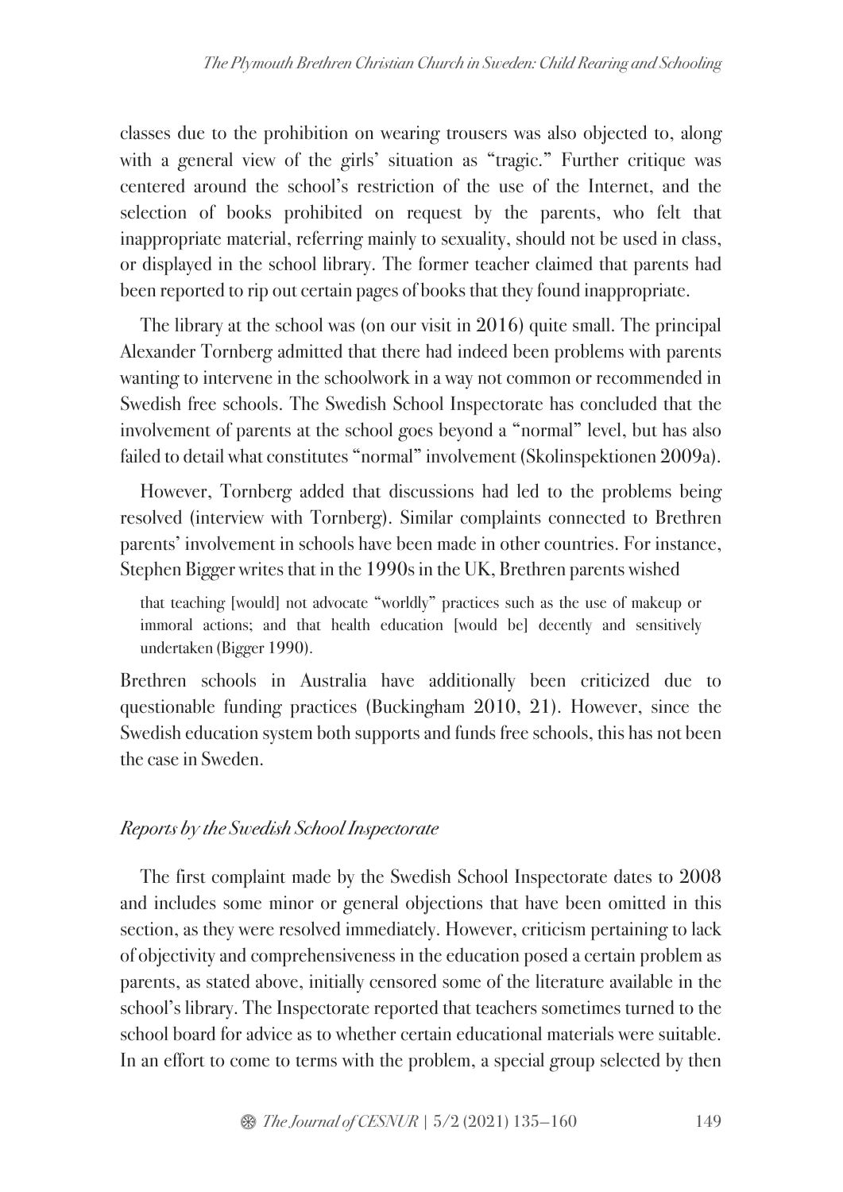classes due to the prohibition on wearing trousers was also objected to, along with a general view of the girls' situation as "tragic." Further critique was centered around the school's restriction of the use of the Internet, and the selection of books prohibited on request by the parents, who felt that inappropriate material, referring mainly to sexuality, should not be used in class, or displayed in the school library. The former teacher claimed that parents had been reported to rip out certain pages of books that they found inappropriate.

The library at the school was (on our visit in 2016) quite small. The principal Alexander Tornberg admitted that there had indeed been problems with parents wanting to intervene in the schoolwork in a way not common or recommended in Swedish free schools. The Swedish School Inspectorate has concluded that the involvement of parents at the school goes beyond a "normal" level, but has also failed to detail what constitutes "normal" involvement (Skolinspektionen 2009a).

However, Tornberg added that discussions had led to the problems being resolved (interview with Tornberg). Similar complaints connected to Brethren parents' involvement in schools have been made in other countries. For instance, Stephen Bigger writes that in the 1990s in the UK, Brethren parents wished

> that teaching [would] not advocate "worldly" practices such as the use of makeup or immoral actions; and that health education [would be] decently and sensitively undertaken (Bigger 1990).

Brethren schools in Australia have additionally been criticized due to questionable funding practices (Buckingham 2010, 21). However, since the Swedish education system both supports and funds free schools, this has not been the case in Sweden.

### *Reports by the Swedish School Inspectorate*

The first complaint made by the Swedish School Inspectorate dates to 2008 and includes some minor or general objections that have been omitted in this section, as they were resolved immediately. However, criticism pertaining to lack of objectivity and comprehensiveness in the education posed a certain problem as parents, as stated above, initially censored some of the literature available in the school's library. The Inspectorate reported that teachers sometimes turned to the school board for advice as to whether certain educational materials were suitable. In an effort to come to terms with the problem, a special group selected by then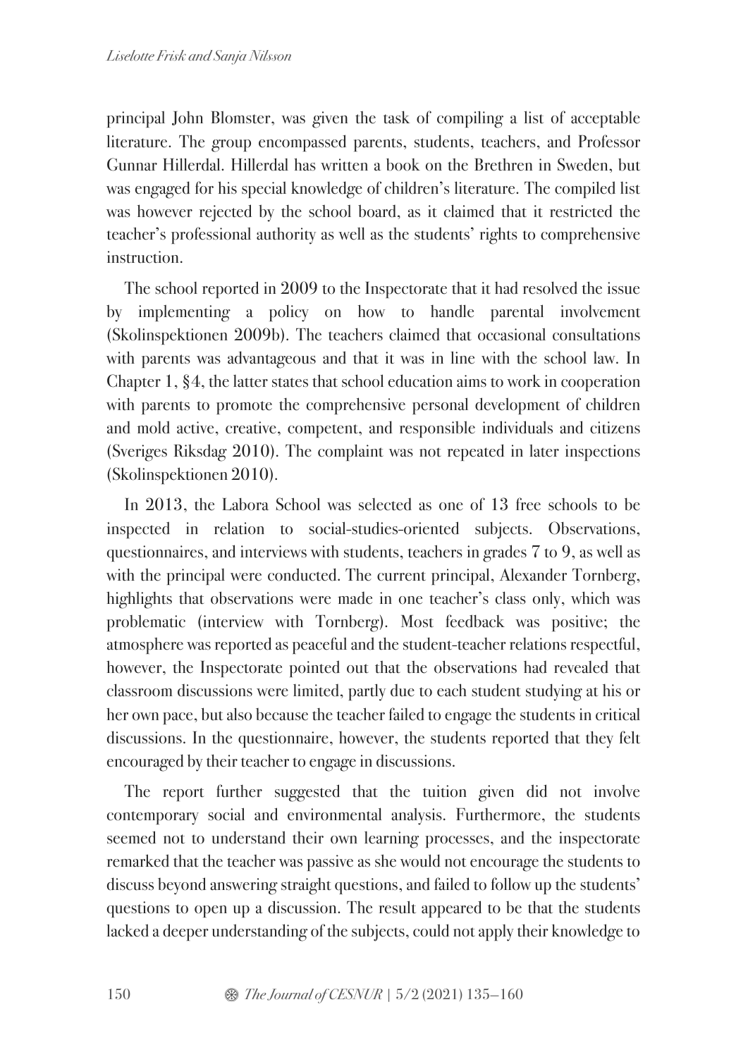principal John Blomster, was given the task of compiling a list of acceptable literature. The group encompassed parents, students, teachers, and Professor Gunnar Hillerdal. Hillerdal has written a book on the Brethren in Sweden, but was engaged for his special knowledge of children's literature. The compiled list was however rejected by the school board, as it claimed that it restricted the teacher's professional authority as well as the students' rights to comprehensive instruction.

The school reported in 2009 to the Inspectorate that it had resolved the issue by implementing a policy on how to handle parental involvement (Skolinspektionen 2009b). The teachers claimed that occasional consultations with parents was advantageous and that it was in line with the school law. In Chapter 1, §4, the latter states that school education aims to work in cooperation with parents to promote the comprehensive personal development of children and mold active, creative, competent, and responsible individuals and citizens (Sveriges Riksdag 2010). The complaint was not repeated in later inspections (Skolinspektionen 2010).

In 2013, the Labora School was selected as one of 13 free schools to be inspected in relation to social-studies-oriented subjects. Observations, questionnaires, and interviews with students, teachers in grades 7 to 9, as well as with the principal were conducted. The current principal, Alexander Tornberg, highlights that observations were made in one teacher's class only, which was problematic (interview with Tornberg). Most feedback was positive; the atmosphere was reported as peaceful and the student-teacher relations respectful, however, the Inspectorate pointed out that the observations had revealed that classroom discussions were limited, partly due to each student studying at his or her own pace, but also because the teacher failed to engage the students in critical discussions. In the questionnaire, however, the students reported that they felt encouraged by their teacher to engage in discussions.

The report further suggested that the tuition given did not involve contemporary social and environmental analysis. Furthermore, the students seemed not to understand their own learning processes, and the inspectorate remarked that the teacher was passive as she would not encourage the students to discuss beyond answering straight questions, and failed to follow up the students' questions to open up a discussion. The result appeared to be that the students lacked a deeper understanding of the subjects, could not apply their knowledge to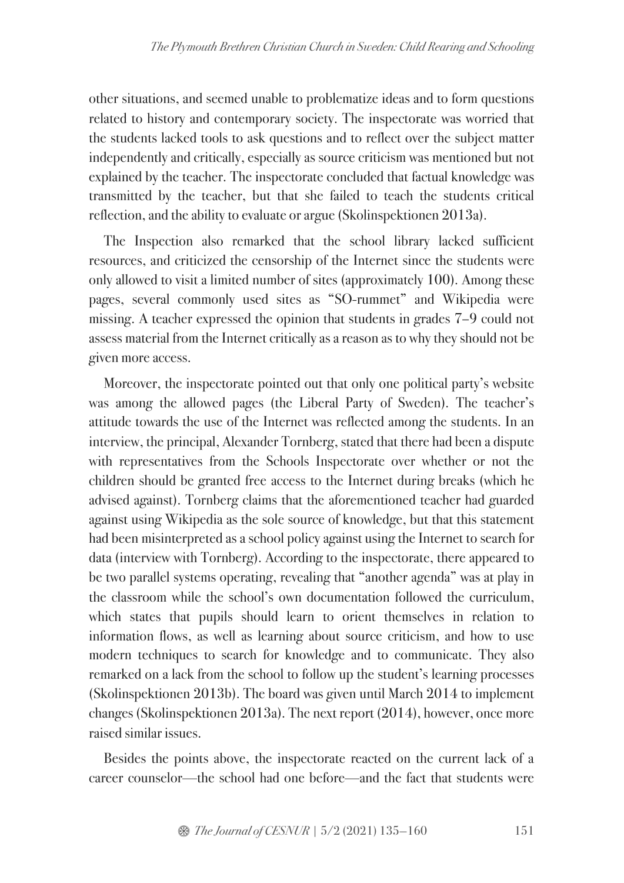other situations, and seemed unable to problematize ideas and to form questions related to history and contemporary society. The inspectorate was worried that the students lacked tools to ask questions and to reflect over the subject matter independently and critically, especially as source criticism was mentioned but not explained by the teacher. The inspectorate concluded that factual knowledge was transmitted by the teacher, but that she failed to teach the students critical reflection, and the ability to evaluate or argue (Skolinspektionen 2013a).

The Inspection also remarked that the school library lacked sufficient resources, and criticized the censorship of the Internet since the students were only allowed to visit a limited number of sites (approximately 100). Among these pages, several commonly used sites as "SO-rummet" and Wikipedia were missing. A teacher expressed the opinion that students in grades 7–9 could not assess material from the Internet critically as a reason as to why they should not be given more access.

Moreover, the inspectorate pointed out that only one political party's website was among the allowed pages (the Liberal Party of Sweden). The teacher's attitude towards the use of the Internet was reflected among the students. In an interview, the principal, Alexander Tornberg, stated that there had been a dispute with representatives from the Schools Inspectorate over whether or not the children should be granted free access to the Internet during breaks (which he advised against). Tornberg claims that the aforementioned teacher had guarded against using Wikipedia as the sole source of knowledge, but that this statement had been misinterpreted as a school policy against using the Internet to search for data (interview with Tornberg). According to the inspectorate, there appeared to be two parallel systems operating, revealing that "another agenda" was at play in the classroom while the school's own documentation followed the curriculum, which states that pupils should learn to orient themselves in relation to information flows, as well as learning about source criticism, and how to use modern techniques to search for knowledge and to communicate. They also remarked on a lack from the school to follow up the student's learning processes (Skolinspektionen 2013b). The board was given until March 2014 to implement changes (Skolinspektionen 2013a). The next report (2014), however, once more raised similar issues.

Besides the points above, the inspectorate reacted on the current lack of a career counselor—the school had one before—and the fact that students were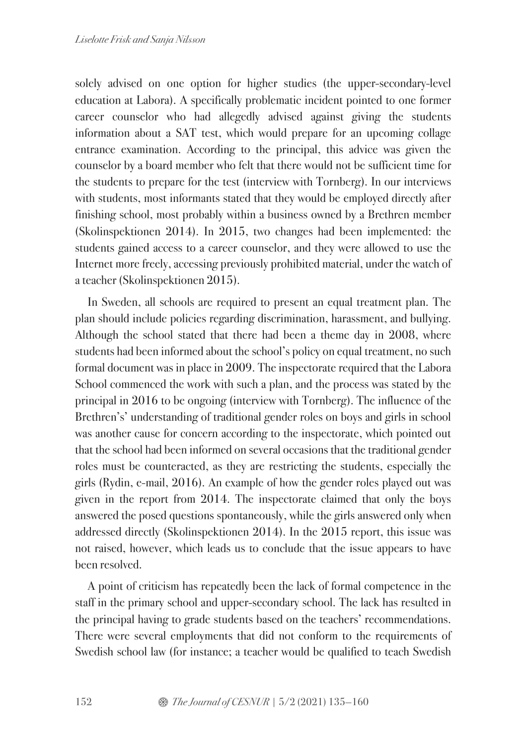solely advised on one option for higher studies (the upper-secondary-level education at Labora). A specifically problematic incident pointed to one former career counselor who had allegedly advised against giving the students information about a SAT test, which would prepare for an upcoming collage entrance examination. According to the principal, this advice was given the counselor by a board member who felt that there would not be sufficient time for the students to prepare for the test (interview with Tornberg). In our interviews with students, most informants stated that they would be employed directly after finishing school, most probably within a business owned by a Brethren member (Skolinspektionen 2014). In 2015, two changes had been implemented: the students gained access to a career counselor, and they were allowed to use the Internet more freely, accessing previously prohibited material, under the watch of a teacher (Skolinspektionen 2015).

In Sweden, all schools are required to present an equal treatment plan. The plan should include policies regarding discrimination, harassment, and bullying. Although the school stated that there had been a theme day in 2008, where students had been informed about the school's policy on equal treatment, no such formal document was in place in 2009. The inspectorate required that the Labora School commenced the work with such a plan, and the process was stated by the principal in 2016 to be ongoing (interview with Tornberg). The influence of the Brethren's' understanding of traditional gender roles on boys and girls in school was another cause for concern according to the inspectorate, which pointed out that the school had been informed on several occasions that the traditional gender roles must be counteracted, as they are restricting the students, especially the girls (Rydin, e-mail, 2016). An example of how the gender roles played out was given in the report from 2014. The inspectorate claimed that only the boys answered the posed questions spontaneously, while the girls answered only when addressed directly (Skolinspektionen 2014). In the 2015 report, this issue was not raised, however, which leads us to conclude that the issue appears to have been resolved.

A point of criticism has repeatedly been the lack of formal competence in the staff in the primary school and upper-secondary school. The lack has resulted in the principal having to grade students based on the teachers' recommendations. There were several employments that did not conform to the requirements of Swedish school law (for instance; a teacher would be qualified to teach Swedish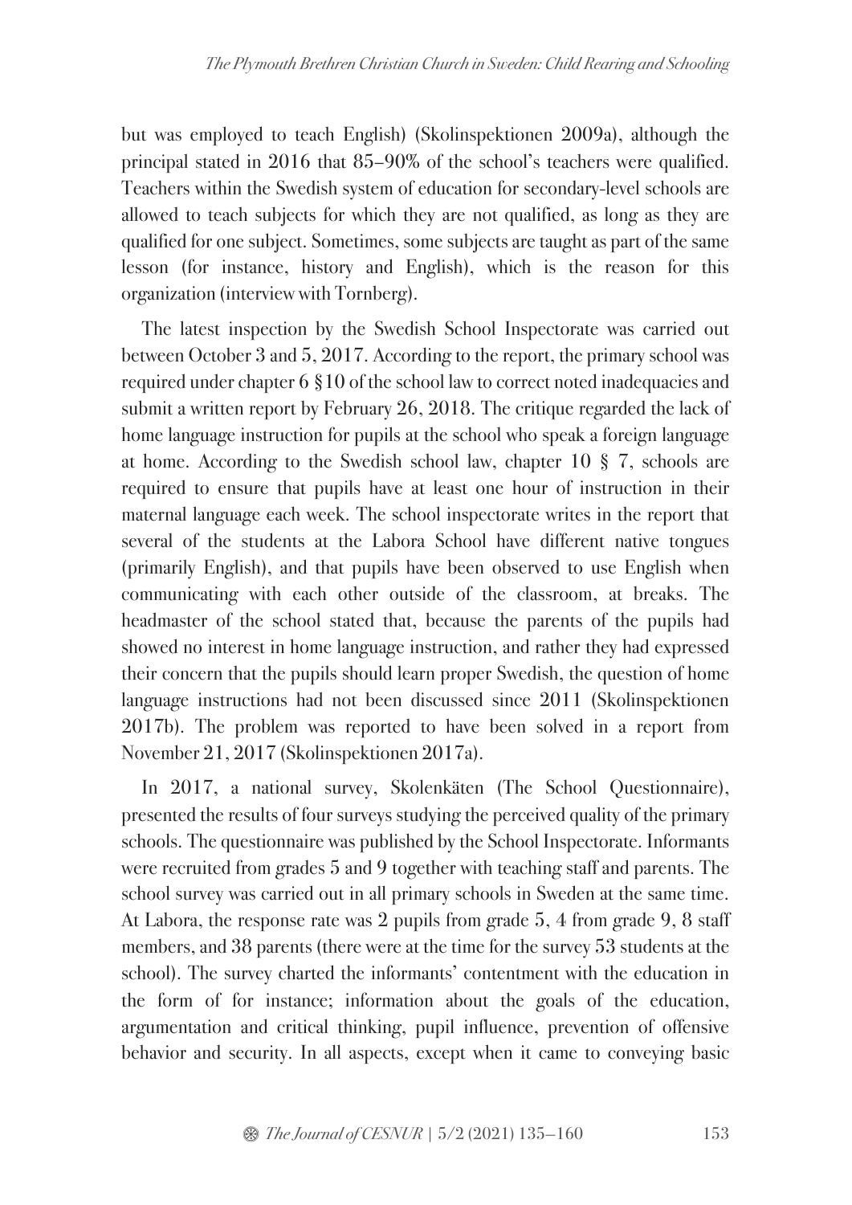but was employed to teach English) (Skolinspektionen 2009a), although the principal stated in 2016 that 85–90% of the school's teachers were qualified. Teachers within the Swedish system of education for secondary-level schools are allowed to teach subjects for which they are not qualified, as long as they are qualified for one subject. Sometimes, some subjects are taught as part of the same lesson (for instance, history and English), which is the reason for this organization (interview with Tornberg).

The latest inspection by the Swedish School Inspectorate was carried out between October 3 and 5, 2017. According to the report, the primary school was required under chapter 6 §10 of the school law to correct noted inadequacies and submit a written report by February 26, 2018. The critique regarded the lack of home language instruction for pupils at the school who speak a foreign language at home. According to the Swedish school law, chapter 10 § 7, schools are required to ensure that pupils have at least one hour of instruction in their maternal language each week. The school inspectorate writes in the report that several of the students at the Labora School have different native tongues (primarily English), and that pupils have been observed to use English when communicating with each other outside of the classroom, at breaks. The headmaster of the school stated that, because the parents of the pupils had showed no interest in home language instruction, and rather they had expressed their concern that the pupils should learn proper Swedish, the question of home language instructions had not been discussed since 2011 (Skolinspektionen 2017b). The problem was reported to have been solved in a report from November 21, 2017 (Skolinspektionen 2017a).

In 2017, a national survey, Skolenkäten (The School Questionnaire), presented the results of four surveys studying the perceived quality of the primary schools. The questionnaire was published by the School Inspectorate. Informants were recruited from grades 5 and 9 together with teaching staff and parents. The school survey was carried out in all primary schools in Sweden at the same time. At Labora, the response rate was 2 pupils from grade 5, 4 from grade 9, 8 staff members, and 38 parents (there were at the time for the survey 53 students at the school). The survey charted the informants' contentment with the education in the form of for instance; information about the goals of the education, argumentation and critical thinking, pupil influence, prevention of offensive behavior and security. In all aspects, except when it came to conveying basic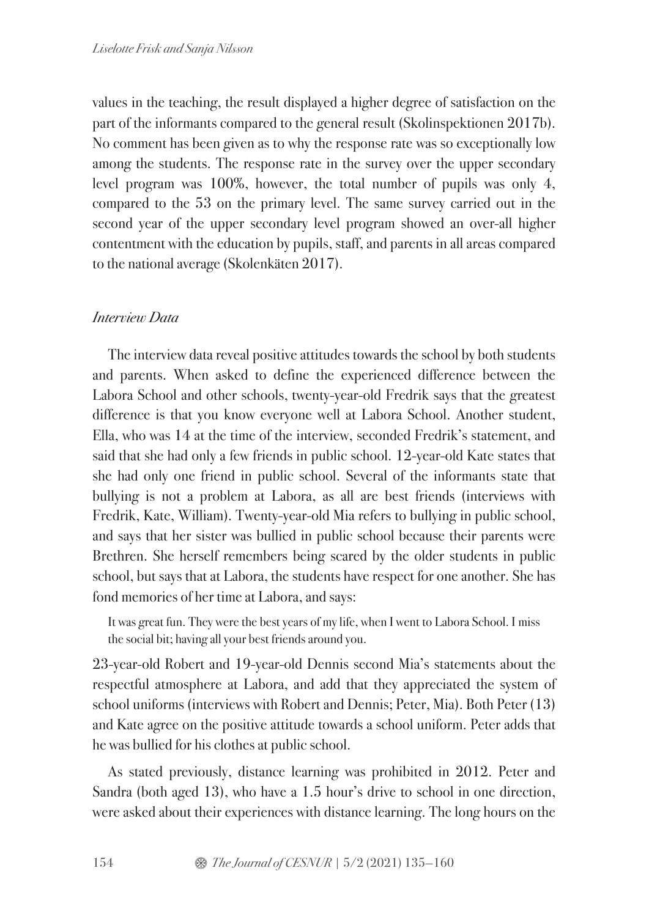values in the teaching, the result displayed a higher degree of satisfaction on the part of the informants compared to the general result (Skolinspektionen 2017b). No comment has been given as to why the response rate was so exceptionally low among the students. The response rate in the survey over the upper secondary level program was 100%, however, the total number of pupils was only 4, compared to the 53 on the primary level. The same survey carried out in the second year of the upper secondary level program showed an over-all higher contentment with the education by pupils, staff, and parents in all areas compared to the national average (Skolenkäten 2017).

### *Interview Data*

The interview data reveal positive attitudes towards the school by both students and parents. When asked to define the experienced difference between the Labora School and other schools, twenty-year-old Fredrik says that the greatest difference is that you know everyone well at Labora School. Another student, Ella, who was 14 at the time of the interview, seconded Fredrik's statement, and said that she had only a few friends in public school. 12-year-old Kate states that she had only one friend in public school. Several of the informants state that bullying is not a problem at Labora, as all are best friends (interviews with Fredrik, Kate, William). Twenty-year-old Mia refers to bullying in public school, and says that her sister was bullied in public school because their parents were Brethren. She herself remembers being scared by the older students in public school, but says that at Labora, the students have respect for one another. She has fond memories of her time at Labora, and says:

> It was great fun. They were the best years of my life, when I went to Labora School. I miss the social bit; having all your best friends around you.

23-year-old Robert and 19-year-old Dennis second Mia's statements about the respectful atmosphere at Labora, and add that they appreciated the system of school uniforms (interviews with Robert and Dennis; Peter, Mia). Both Peter (13) and Kate agree on the positive attitude towards a school uniform. Peter adds that he was bullied for his clothes at public school.

As stated previously, distance learning was prohibited in 2012. Peter and Sandra (both aged 13), who have a 1.5 hour's drive to school in one direction, were asked about their experiences with distance learning. The long hours on the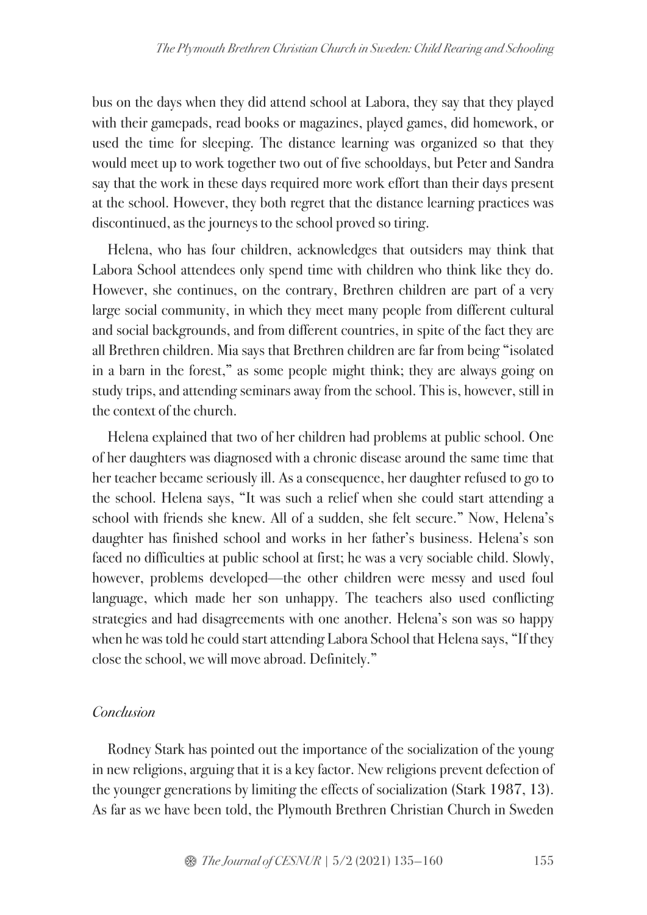bus on the days when they did attend school at Labora, they say that they played with their gamepads, read books or magazines, played games, did homework, or used the time for sleeping. The distance learning was organized so that they would meet up to work together two out of five schooldays, but Peter and Sandra say that the work in these days required more work effort than their days present at the school. However, they both regret that the distance learning practices was discontinued, as the journeys to the school proved so tiring.

Helena, who has four children, acknowledges that outsiders may think that Labora School attendees only spend time with children who think like they do. However, she continues, on the contrary, Brethren children are part of a very large social community, in which they meet many people from different cultural and social backgrounds, and from different countries, in spite of the fact they are all Brethren children. Mia says that Brethren children are far from being "isolated in a barn in the forest," as some people might think; they are always going on study trips, and attending seminars away from the school. This is, however, still in the context of the church.

Helena explained that two of her children had problems at public school. One of her daughters was diagnosed with a chronic disease around the same time that her teacher became seriously ill. As a consequence, her daughter refused to go to the school. Helena says, "It was such a relief when she could start attending a school with friends she knew. All of a sudden, she felt secure." Now, Helena's daughter has finished school and works in her father's business. Helena's son faced no difficulties at public school at first; he was a very sociable child. Slowly, however, problems developed—the other children were messy and used foul language, which made her son unhappy. The teachers also used conflicting strategies and had disagreements with one another. Helena's son was so happy when he was told he could start attending Labora School that Helena says, "If they close the school, we will move abroad. Definitely."

## *Conclusion*

Rodney Stark has pointed out the importance of the socialization of the young in new religions, arguing that it is a key factor. New religions prevent defection of the younger generations by limiting the effects of socialization (Stark 1987, 13). As far as we have been told, the Plymouth Brethren Christian Church in Sweden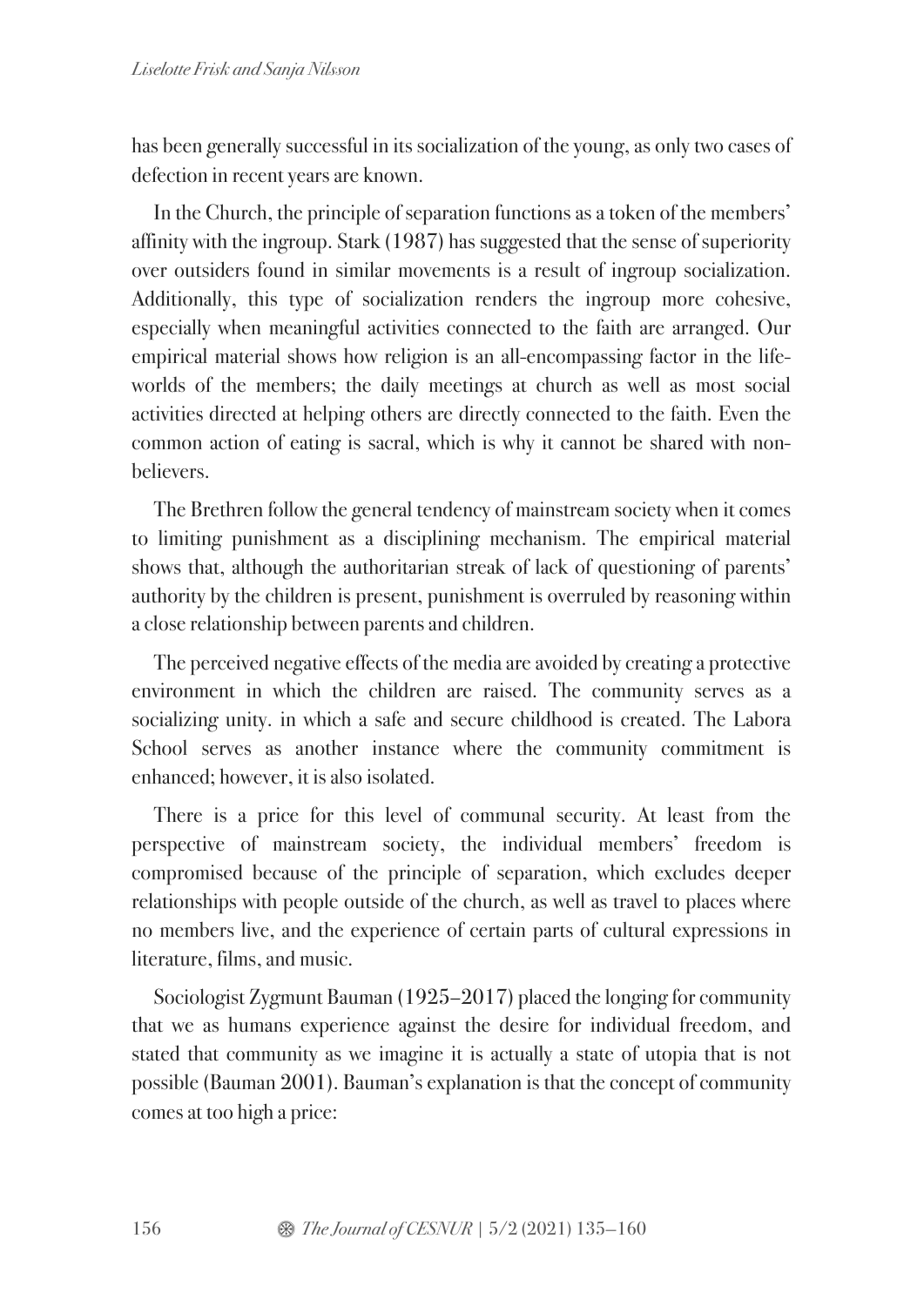has been generally successful in its socialization of the young, as only two cases of defection in recent years are known.

In the Church, the principle of separation functions as a token of the members' affinity with the ingroup. Stark (1987) has suggested that the sense of superiority over outsiders found in similar movements is a result of ingroup socialization. Additionally, this type of socialization renders the ingroup more cohesive, especially when meaningful activities connected to the faith are arranged. Our empirical material shows how religion is an all-encompassing factor in the life-worlds of the members; the daily meetings at church as well as most social activities directed at helping others are directly connected to the faith. Even the common action of eating is sacral, which is why it cannot be shared with non-believers.

The Brethren follow the general tendency of mainstream society when it comes to limiting punishment as a disciplining mechanism. The empirical material shows that, although the authoritarian streak of lack of questioning of parents' authority by the children is present, punishment is overruled by reasoning within a close relationship between parents and children.

The perceived negative effects of the media are avoided by creating a protective environment in which the children are raised. The community serves as a socializing unity. in which a safe and secure childhood is created. The Labora School serves as another instance where the community commitment is enhanced; however, it is also isolated.

There is a price for this level of communal security. At least from the perspective of mainstream society, the individual members' freedom is compromised because of the principle of separation, which excludes deeper relationships with people outside of the church, as well as travel to places where no members live, and the experience of certain parts of cultural expressions in literature, films, and music.

Sociologist Zygmunt Bauman (1925–2017) placed the longing for community that we as humans experience against the desire for individual freedom, and stated that community as we imagine it is actually a state of utopia that is not possible (Bauman 2001). Bauman's explanation is that the concept of community comes at too high a price: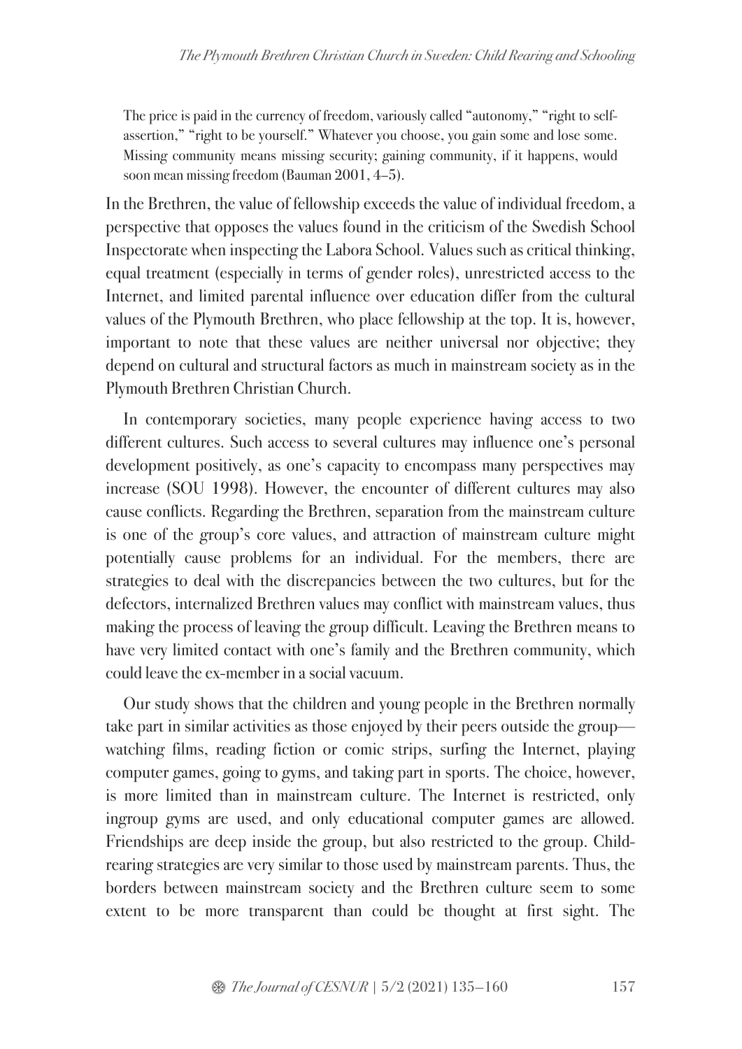> The price is paid in the currency of freedom, variously called "autonomy," "right to self-assertion," "right to be yourself." Whatever you choose, you gain some and lose some. Missing community means missing security; gaining community, if it happens, would soon mean missing freedom (Bauman 2001, 4–5).

In the Brethren, the value of fellowship exceeds the value of individual freedom, a perspective that opposes the values found in the criticism of the Swedish School Inspectorate when inspecting the Labora School. Values such as critical thinking, equal treatment (especially in terms of gender roles), unrestricted access to the Internet, and limited parental influence over education differ from the cultural values of the Plymouth Brethren, who place fellowship at the top. It is, however, important to note that these values are neither universal nor objective; they depend on cultural and structural factors as much in mainstream society as in the Plymouth Brethren Christian Church.

In contemporary societies, many people experience having access to two different cultures. Such access to several cultures may influence one's personal development positively, as one's capacity to encompass many perspectives may increase (SOU 1998). However, the encounter of different cultures may also cause conflicts. Regarding the Brethren, separation from the mainstream culture is one of the group's core values, and attraction of mainstream culture might potentially cause problems for an individual. For the members, there are strategies to deal with the discrepancies between the two cultures, but for the defectors, internalized Brethren values may conflict with mainstream values, thus making the process of leaving the group difficult. Leaving the Brethren means to have very limited contact with one's family and the Brethren community, which could leave the ex-member in a social vacuum.

Our study shows that the children and young people in the Brethren normally take part in similar activities as those enjoyed by their peers outside the group—watching films, reading fiction or comic strips, surfing the Internet, playing computer games, going to gyms, and taking part in sports. The choice, however, is more limited than in mainstream culture. The Internet is restricted, only ingroup gyms are used, and only educational computer games are allowed. Friendships are deep inside the group, but also restricted to the group. Child-rearing strategies are very similar to those used by mainstream parents. Thus, the borders between mainstream society and the Brethren culture seem to some extent to be more transparent than could be thought at first sight. The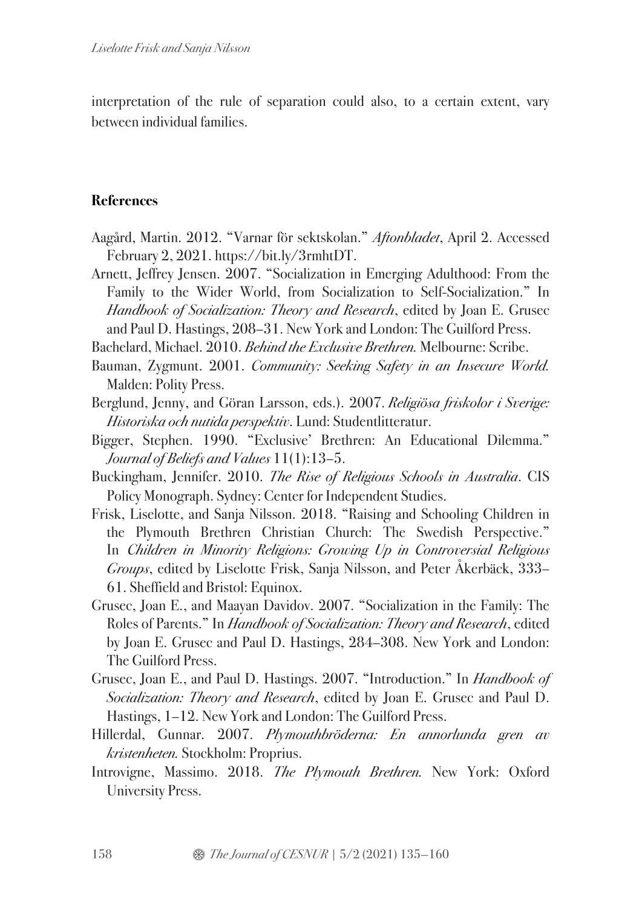interpretation of the rule of separation could also, to a certain extent, vary between individual families.

## References

Aagård, Martin. 2012. "Varnar för sektskolan." *Aftonbladet*, April 2. Accessed February 2, 2021. https://bit.ly/3rmhtDT.

Arnett, Jeffrey Jensen. 2007. "Socialization in Emerging Adulthood: From the Family to the Wider World, from Socialization to Self-Socialization." In *Handbook of Socialization: Theory and Research*, edited by Joan E. Grusec and Paul D. Hastings, 208–31. New York and London: The Guilford Press.

Bachelard, Michael. 2010. *Behind the Exclusive Brethren.* Melbourne: Scribe.

Bauman, Zygmunt. 2001. *Community: Seeking Safety in an Insecure World.* Malden: Polity Press.

Berglund, Jenny, and Göran Larsson, eds.). 2007. *Religiösa friskolor i Sverige: Historiska och nutida perspektiv*. Lund: Studentlitteratur.

Bigger, Stephen. 1990. "Exclusive' Brethren: An Educational Dilemma." *Journal of Beliefs and Values* 11(1):13–5.

Buckingham, Jennifer. 2010. *The Rise of Religious Schools in Australia*. CIS Policy Monograph. Sydney: Center for Independent Studies.

Frisk, Liselotte, and Sanja Nilsson. 2018. "Raising and Schooling Children in the Plymouth Brethren Christian Church: The Swedish Perspective." In *Children in Minority Religions: Growing Up in Controversial Religious Groups*, edited by Liselotte Frisk, Sanja Nilsson, and Peter Åkerbäck, 333–61. Sheffield and Bristol: Equinox.

Grusec, Joan E., and Maayan Davidov. 2007. "Socialization in the Family: The Roles of Parents." In *Handbook of Socialization: Theory and Research*, edited by Joan E. Grusec and Paul D. Hastings, 284–308. New York and London: The Guilford Press.

Grusec, Joan E., and Paul D. Hastings. 2007. "Introduction." In *Handbook of Socialization: Theory and Research*, edited by Joan E. Grusec and Paul D. Hastings, 1–12. New York and London: The Guilford Press.

Hillerdal, Gunnar. 2007. *Plymouthbröderna: En annorlunda gren av kristenheten.* Stockholm: Proprius.

Introvigne, Massimo. 2018. *The Plymouth Brethren.* New York: Oxford University Press.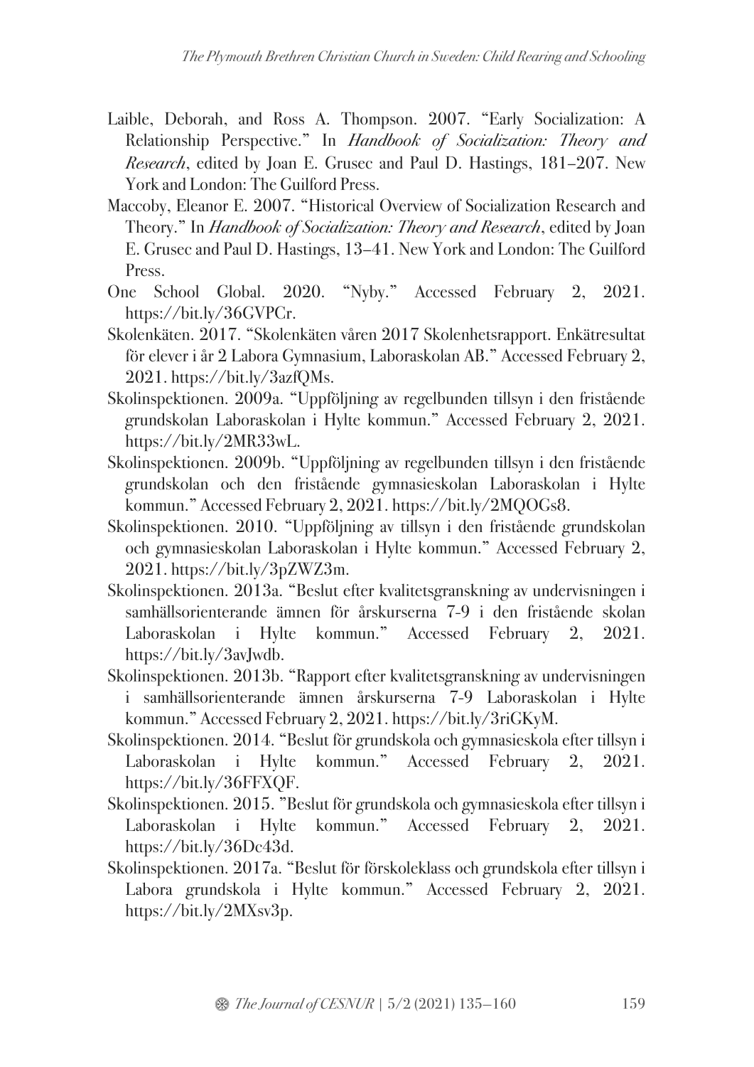Laible, Deborah, and Ross A. Thompson. 2007. "Early Socialization: A Relationship Perspective." In *Handbook of Socialization: Theory and Research*, edited by Joan E. Grusec and Paul D. Hastings, 181–207. New York and London: The Guilford Press.

Maccoby, Eleanor E. 2007. "Historical Overview of Socialization Research and Theory." In *Handbook of Socialization: Theory and Research*, edited by Joan E. Grusec and Paul D. Hastings, 13–41. New York and London: The Guilford Press.

One School Global. 2020. "Nyby." Accessed February 2, 2021. https://bit.ly/36GVPCr.

Skolenkäten. 2017. "Skolenkäten våren 2017 Skolenhetsrapport. Enkätresultat för elever i år 2 Labora Gymnasium, Laboraskolan AB." Accessed February 2, 2021. https://bit.ly/3azfQMs.

Skolinspektionen. 2009a. "Uppföljning av regelbunden tillsyn i den fristående grundskolan Laboraskolan i Hylte kommun." Accessed February 2, 2021. https://bit.ly/2MR33wL.

Skolinspektionen. 2009b. "Uppföljning av regelbunden tillsyn i den fristående grundskolan och den fristående gymnasieskolan Laboraskolan i Hylte kommun." Accessed February 2, 2021. https://bit.ly/2MQOGs8.

Skolinspektionen. 2010. "Uppföljning av tillsyn i den fristående grundskolan och gymnasieskolan Laboraskolan i Hylte kommun." Accessed February 2, 2021. https://bit.ly/3pZWZ3m.

Skolinspektionen. 2013a. "Beslut efter kvalitetsgranskning av undervisningen i samhällsorienterande ämnen för årskurserna 7-9 i den fristående skolan Laboraskolan i Hylte kommun." Accessed February 2, 2021. https://bit.ly/3avJwdb.

Skolinspektionen. 2013b. "Rapport efter kvalitetsgranskning av undervisningen i samhällsorienterande ämnen årskurserna 7-9 Laboraskolan i Hylte kommun." Accessed February 2, 2021. https://bit.ly/3riGKyM.

Skolinspektionen. 2014. "Beslut för grundskola och gymnasieskola efter tillsyn i Laboraskolan i Hylte kommun." Accessed February 2, 2021. https://bit.ly/36FFXQF.

Skolinspektionen. 2015. "Beslut för grundskola och gymnasieskola efter tillsyn i Laboraskolan i Hylte kommun." Accessed February 2, 2021. https://bit.ly/36Dc43d.

Skolinspektionen. 2017a. "Beslut för förskoleklass och grundskola efter tillsyn i Labora grundskola i Hylte kommun." Accessed February 2, 2021. https://bit.ly/2MXsv3p.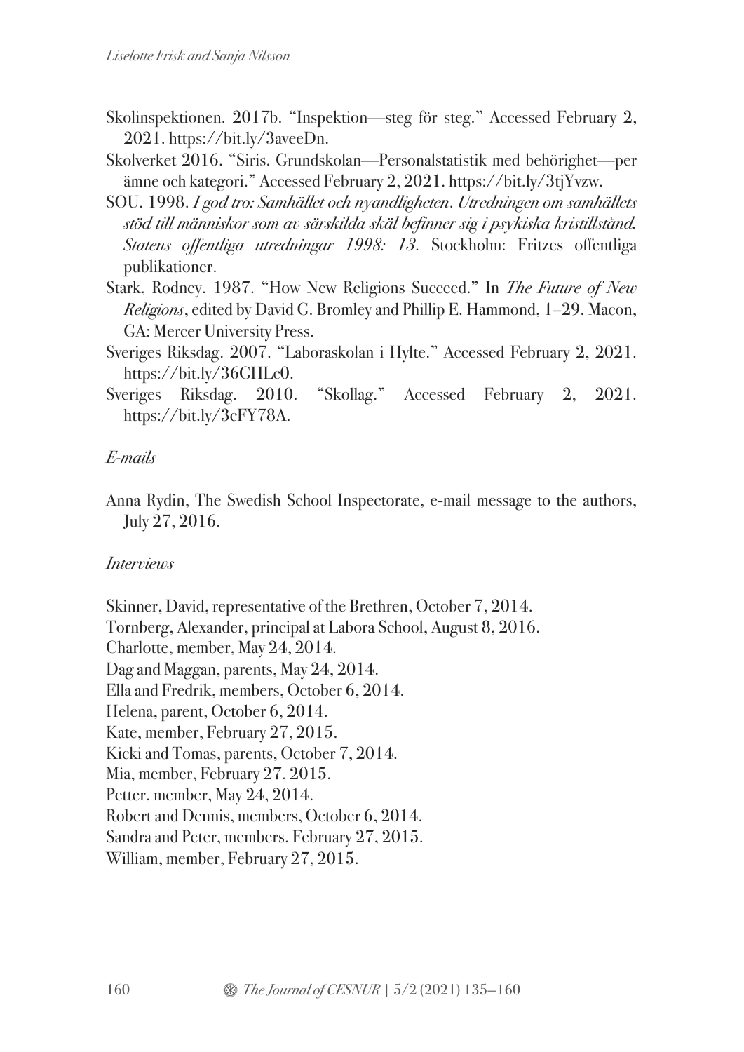Skolinspektionen. 2017b. "Inspektion—steg för steg." Accessed February 2, 2021. https://bit.ly/3aveeDn.

Skolverket 2016. "Siris. Grundskolan—Personalstatistik med behörighet—per ämne och kategori." Accessed February 2, 2021. https://bit.ly/3tjYvzw.

SOU. 1998. *I god tro: Samhället och nyandligheten. Utredningen om samhällets stöd till människor som av särskilda skäl befinner sig i psykiska kristillstånd. Statens offentliga utredningar 1998: 13.* Stockholm: Fritzes offentliga publikationer.

Stark, Rodney. 1987. "How New Religions Succeed." In *The Future of New Religions*, edited by David G. Bromley and Phillip E. Hammond, 1–29. Macon, GA: Mercer University Press.

Sveriges Riksdag. 2007. "Laboraskolan i Hylte." Accessed February 2, 2021. https://bit.ly/36GHLc0.

Sveriges Riksdag. 2010. "Skollag." Accessed February 2, 2021. https://bit.ly/3cFY78A.

*E-mails*

Anna Rydin, The Swedish School Inspectorate, e-mail message to the authors, July 27, 2016.

*Interviews*

Skinner, David, representative of the Brethren, October 7, 2014.
Tornberg, Alexander, principal at Labora School, August 8, 2016.
Charlotte, member, May 24, 2014.
Dag and Maggan, parents, May 24, 2014.
Ella and Fredrik, members, October 6, 2014.
Helena, parent, October 6, 2014.
Kate, member, February 27, 2015.
Kicki and Tomas, parents, October 7, 2014.
Mia, member, February 27, 2015.
Petter, member, May 24, 2014.
Robert and Dennis, members, October 6, 2014.
Sandra and Peter, members, February 27, 2015.
William, member, February 27, 2015.